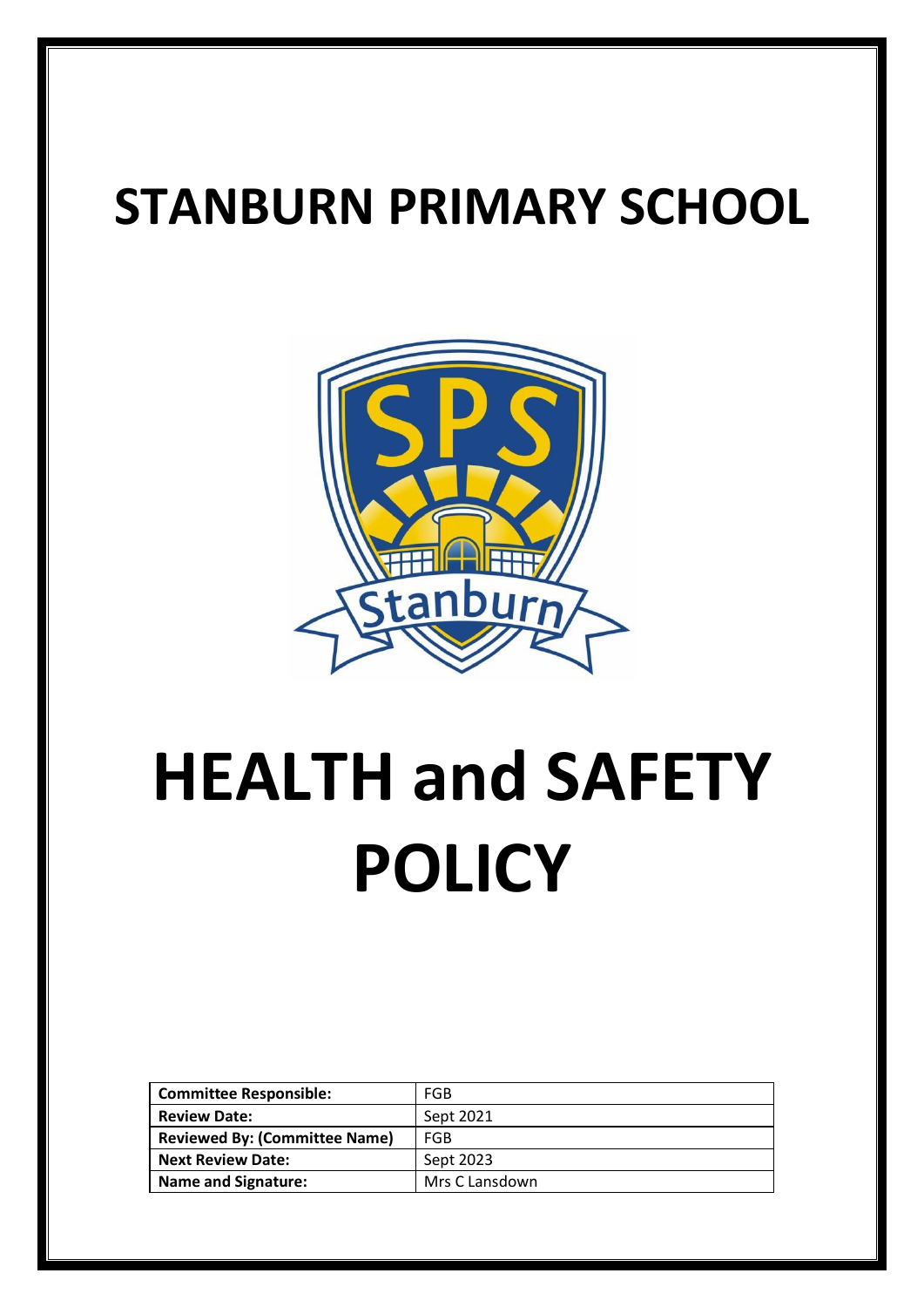# STANBURN PRIMARY SCHOOL

# HEALTH and SAFETY POLICY

| **Committee Responsible:** | FGB |
|---|---|
| **Review Date:** | Sept 2021 |
| **Reviewed By: (Committee Name)** | FGB |
| **Next Review Date:** | Sept 2023 |
| **Name and Signature:** | Mrs C Lansdown |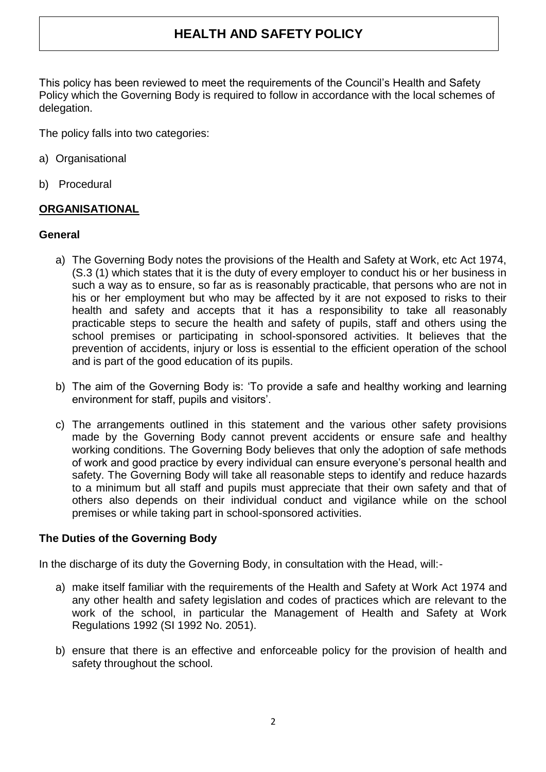# HEALTH AND SAFETY POLICY

This policy has been reviewed to meet the requirements of the Council's Health and Safety Policy which the Governing Body is required to follow in accordance with the local schemes of delegation.

The policy falls into two categories:

a) Organisational

b) Procedural

## ORGANISATIONAL

### General

a) The Governing Body notes the provisions of the Health and Safety at Work, etc Act 1974, (S.3 (1) which states that it is the duty of every employer to conduct his or her business in such a way as to ensure, so far as is reasonably practicable, that persons who are not in his or her employment but who may be affected by it are not exposed to risks to their health and safety and accepts that it has a responsibility to take all reasonably practicable steps to secure the health and safety of pupils, staff and others using the school premises or participating in school-sponsored activities. It believes that the prevention of accidents, injury or loss is essential to the efficient operation of the school and is part of the good education of its pupils.

b) The aim of the Governing Body is: 'To provide a safe and healthy working and learning environment for staff, pupils and visitors'.

c) The arrangements outlined in this statement and the various other safety provisions made by the Governing Body cannot prevent accidents or ensure safe and healthy working conditions. The Governing Body believes that only the adoption of safe methods of work and good practice by every individual can ensure everyone's personal health and safety. The Governing Body will take all reasonable steps to identify and reduce hazards to a minimum but all staff and pupils must appreciate that their own safety and that of others also depends on their individual conduct and vigilance while on the school premises or while taking part in school-sponsored activities.

### The Duties of the Governing Body

In the discharge of its duty the Governing Body, in consultation with the Head, will:-

a) make itself familiar with the requirements of the Health and Safety at Work Act 1974 and any other health and safety legislation and codes of practices which are relevant to the work of the school, in particular the Management of Health and Safety at Work Regulations 1992 (SI 1992 No. 2051).

b) ensure that there is an effective and enforceable policy for the provision of health and safety throughout the school.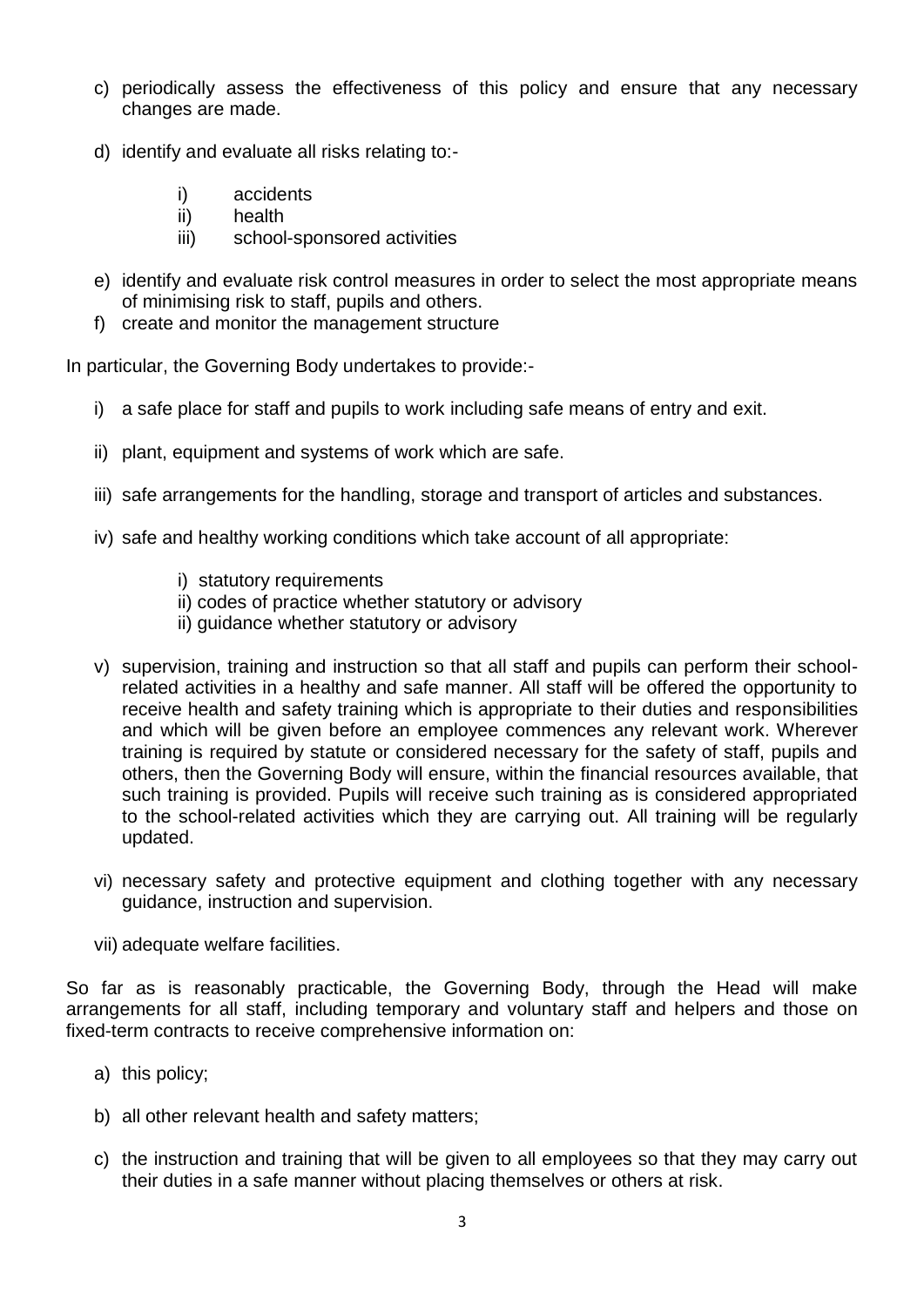c) periodically assess the effectiveness of this policy and ensure that any necessary changes are made.

d) identify and evaluate all risks relating to:-

   i) accidents
   ii) health
   iii) school-sponsored activities

e) identify and evaluate risk control measures in order to select the most appropriate means of minimising risk to staff, pupils and others.

f) create and monitor the management structure

In particular, the Governing Body undertakes to provide:-

i) a safe place for staff and pupils to work including safe means of entry and exit.

ii) plant, equipment and systems of work which are safe.

iii) safe arrangements for the handling, storage and transport of articles and substances.

iv) safe and healthy working conditions which take account of all appropriate:

   i) statutory requirements
   ii) codes of practice whether statutory or advisory
   ii) guidance whether statutory or advisory

v) supervision, training and instruction so that all staff and pupils can perform their school-related activities in a healthy and safe manner. All staff will be offered the opportunity to receive health and safety training which is appropriate to their duties and responsibilities and which will be given before an employee commences any relevant work. Wherever training is required by statute or considered necessary for the safety of staff, pupils and others, then the Governing Body will ensure, within the financial resources available, that such training is provided. Pupils will receive such training as is considered appropriated to the school-related activities which they are carrying out. All training will be regularly updated.

vi) necessary safety and protective equipment and clothing together with any necessary guidance, instruction and supervision.

vii) adequate welfare facilities.

So far as is reasonably practicable, the Governing Body, through the Head will make arrangements for all staff, including temporary and voluntary staff and helpers and those on fixed-term contracts to receive comprehensive information on:

a) this policy;

b) all other relevant health and safety matters;

c) the instruction and training that will be given to all employees so that they may carry out their duties in a safe manner without placing themselves or others at risk.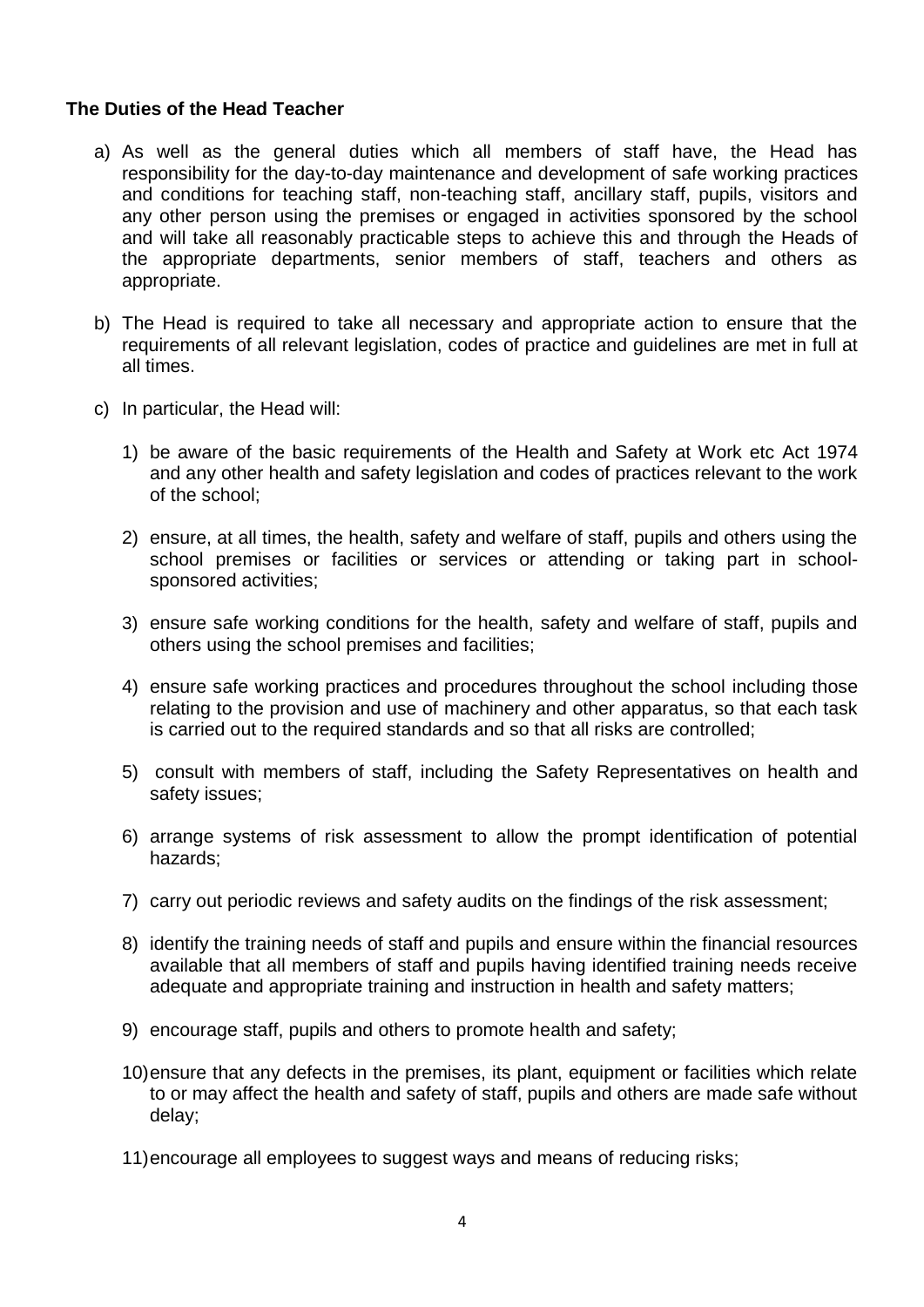**The Duties of the Head Teacher**

a) As well as the general duties which all members of staff have, the Head has responsibility for the day-to-day maintenance and development of safe working practices and conditions for teaching staff, non-teaching staff, ancillary staff, pupils, visitors and any other person using the premises or engaged in activities sponsored by the school and will take all reasonably practicable steps to achieve this and through the Heads of the appropriate departments, senior members of staff, teachers and others as appropriate.

b) The Head is required to take all necessary and appropriate action to ensure that the requirements of all relevant legislation, codes of practice and guidelines are met in full at all times.

c) In particular, the Head will:

   1) be aware of the basic requirements of the Health and Safety at Work etc Act 1974 and any other health and safety legislation and codes of practices relevant to the work of the school;

   2) ensure, at all times, the health, safety and welfare of staff, pupils and others using the school premises or facilities or services or attending or taking part in school-sponsored activities;

   3) ensure safe working conditions for the health, safety and welfare of staff, pupils and others using the school premises and facilities;

   4) ensure safe working practices and procedures throughout the school including those relating to the provision and use of machinery and other apparatus, so that each task is carried out to the required standards and so that all risks are controlled;

   5) consult with members of staff, including the Safety Representatives on health and safety issues;

   6) arrange systems of risk assessment to allow the prompt identification of potential hazards;

   7) carry out periodic reviews and safety audits on the findings of the risk assessment;

   8) identify the training needs of staff and pupils and ensure within the financial resources available that all members of staff and pupils having identified training needs receive adequate and appropriate training and instruction in health and safety matters;

   9) encourage staff, pupils and others to promote health and safety;

   10) ensure that any defects in the premises, its plant, equipment or facilities which relate to or may affect the health and safety of staff, pupils and others are made safe without delay;

   11) encourage all employees to suggest ways and means of reducing risks;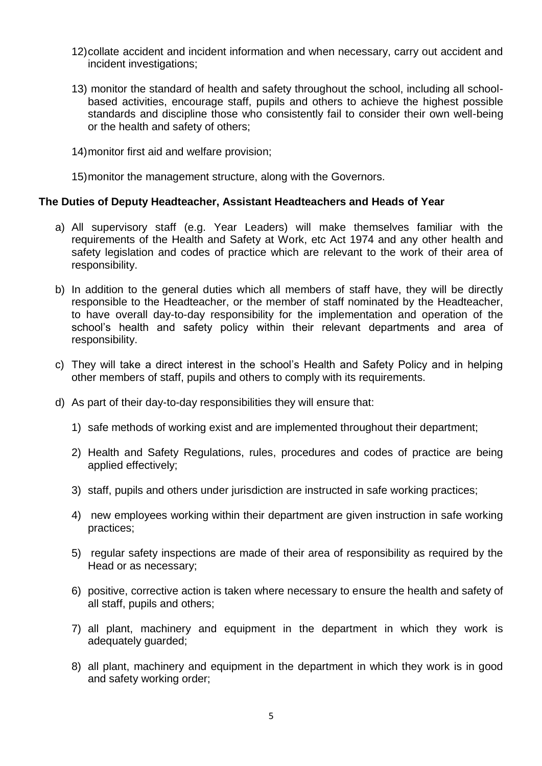12) collate accident and incident information and when necessary, carry out accident and incident investigations;

13) monitor the standard of health and safety throughout the school, including all school-based activities, encourage staff, pupils and others to achieve the highest possible standards and discipline those who consistently fail to consider their own well-being or the health and safety of others;

14) monitor first aid and welfare provision;

15) monitor the management structure, along with the Governors.

**The Duties of Deputy Headteacher, Assistant Headteachers and Heads of Year**

a) All supervisory staff (e.g. Year Leaders) will make themselves familiar with the requirements of the Health and Safety at Work, etc Act 1974 and any other health and safety legislation and codes of practice which are relevant to the work of their area of responsibility.

b) In addition to the general duties which all members of staff have, they will be directly responsible to the Headteacher, or the member of staff nominated by the Headteacher, to have overall day-to-day responsibility for the implementation and operation of the school's health and safety policy within their relevant departments and area of responsibility.

c) They will take a direct interest in the school's Health and Safety Policy and in helping other members of staff, pupils and others to comply with its requirements.

d) As part of their day-to-day responsibilities they will ensure that:

   1) safe methods of working exist and are implemented throughout their department;

   2) Health and Safety Regulations, rules, procedures and codes of practice are being applied effectively;

   3) staff, pupils and others under jurisdiction are instructed in safe working practices;

   4) new employees working within their department are given instruction in safe working practices;

   5) regular safety inspections are made of their area of responsibility as required by the Head or as necessary;

   6) positive, corrective action is taken where necessary to ensure the health and safety of all staff, pupils and others;

   7) all plant, machinery and equipment in the department in which they work is adequately guarded;

   8) all plant, machinery and equipment in the department in which they work is in good and safety working order;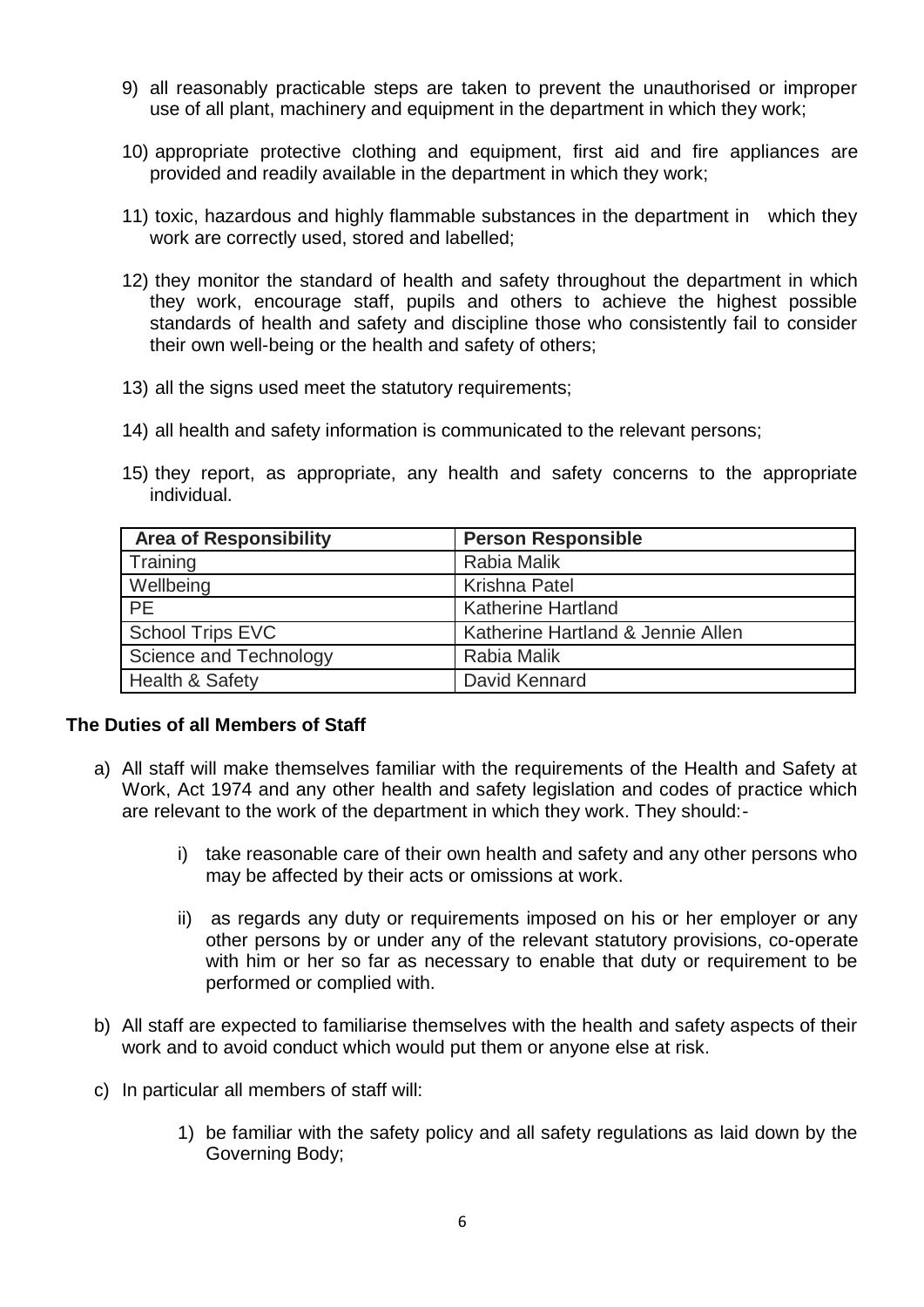9) all reasonably practicable steps are taken to prevent the unauthorised or improper use of all plant, machinery and equipment in the department in which they work;

10) appropriate protective clothing and equipment, first aid and fire appliances are provided and readily available in the department in which they work;

11) toxic, hazardous and highly flammable substances in the department in which they work are correctly used, stored and labelled;

12) they monitor the standard of health and safety throughout the department in which they work, encourage staff, pupils and others to achieve the highest possible standards of health and safety and discipline those who consistently fail to consider their own well-being or the health and safety of others;

13) all the signs used meet the statutory requirements;

14) all health and safety information is communicated to the relevant persons;

15) they report, as appropriate, any health and safety concerns to the appropriate individual.

| Area of Responsibility | Person Responsible |
| --- | --- |
| Training | Rabia Malik |
| Wellbeing | Krishna Patel |
| PE | Katherine Hartland |
| School Trips EVC | Katherine Hartland & Jennie Allen |
| Science and Technology | Rabia Malik |
| Health & Safety | David Kennard |

**The Duties of all Members of Staff**

a) All staff will make themselves familiar with the requirements of the Health and Safety at Work, Act 1974 and any other health and safety legislation and codes of practice which are relevant to the work of the department in which they work. They should:-

   i) take reasonable care of their own health and safety and any other persons who may be affected by their acts or omissions at work.

   ii) as regards any duty or requirements imposed on his or her employer or any other persons by or under any of the relevant statutory provisions, co-operate with him or her so far as necessary to enable that duty or requirement to be performed or complied with.

b) All staff are expected to familiarise themselves with the health and safety aspects of their work and to avoid conduct which would put them or anyone else at risk.

c) In particular all members of staff will:

   1) be familiar with the safety policy and all safety regulations as laid down by the Governing Body;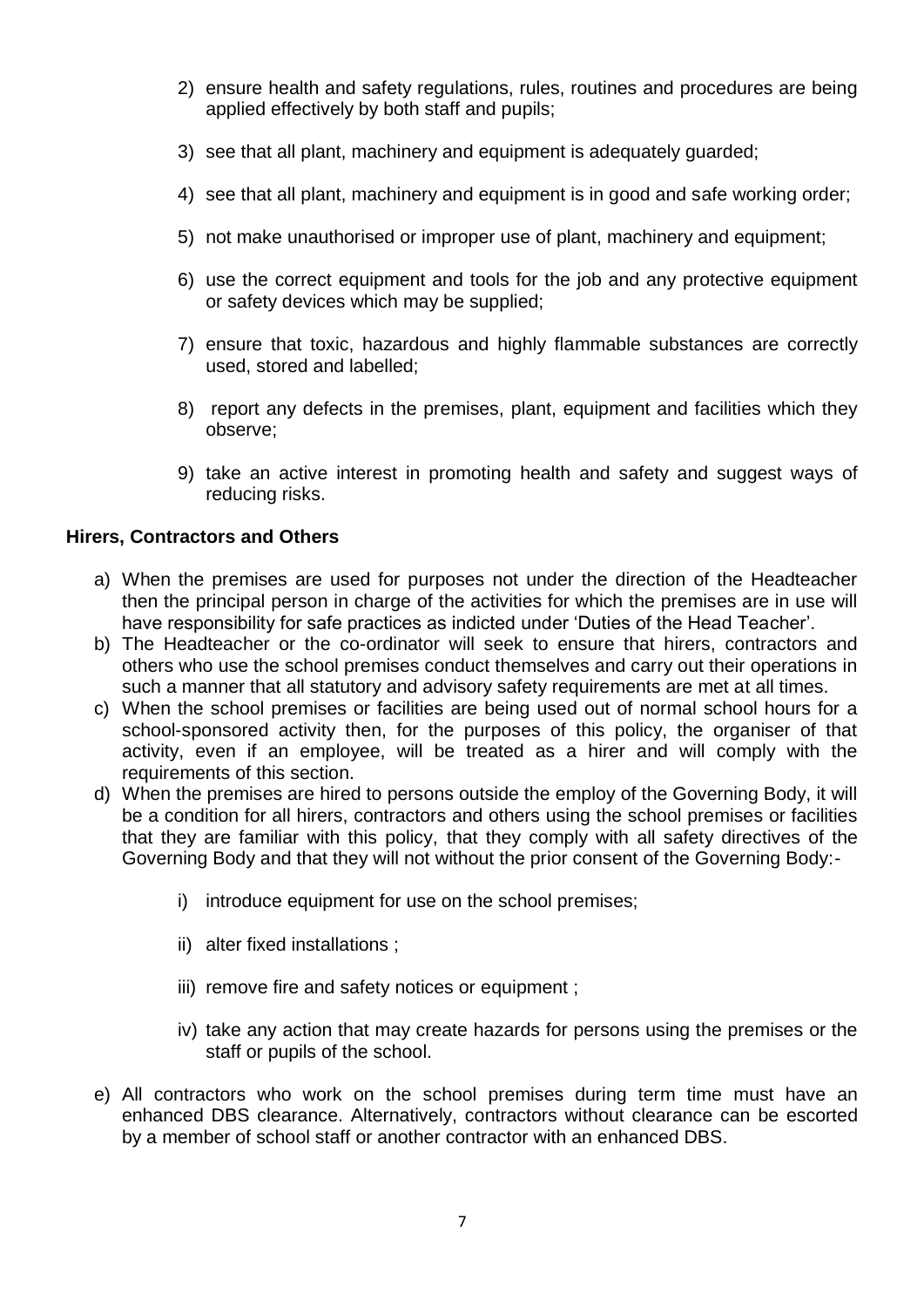2) ensure health and safety regulations, rules, routines and procedures are being applied effectively by both staff and pupils;

3) see that all plant, machinery and equipment is adequately guarded;

4) see that all plant, machinery and equipment is in good and safe working order;

5) not make unauthorised or improper use of plant, machinery and equipment;

6) use the correct equipment and tools for the job and any protective equipment or safety devices which may be supplied;

7) ensure that toxic, hazardous and highly flammable substances are correctly used, stored and labelled;

8) report any defects in the premises, plant, equipment and facilities which they observe;

9) take an active interest in promoting health and safety and suggest ways of reducing risks.

**Hirers, Contractors and Others**

a) When the premises are used for purposes not under the direction of the Headteacher then the principal person in charge of the activities for which the premises are in use will have responsibility for safe practices as indicted under 'Duties of the Head Teacher'.

b) The Headteacher or the co-ordinator will seek to ensure that hirers, contractors and others who use the school premises conduct themselves and carry out their operations in such a manner that all statutory and advisory safety requirements are met at all times.

c) When the school premises or facilities are being used out of normal school hours for a school-sponsored activity then, for the purposes of this policy, the organiser of that activity, even if an employee, will be treated as a hirer and will comply with the requirements of this section.

d) When the premises are hired to persons outside the employ of the Governing Body, it will be a condition for all hirers, contractors and others using the school premises or facilities that they are familiar with this policy, that they comply with all safety directives of the Governing Body and that they will not without the prior consent of the Governing Body:-

    i) introduce equipment for use on the school premises;

    ii) alter fixed installations ;

    iii) remove fire and safety notices or equipment ;

    iv) take any action that may create hazards for persons using the premises or the staff or pupils of the school.

e) All contractors who work on the school premises during term time must have an enhanced DBS clearance. Alternatively, contractors without clearance can be escorted by a member of school staff or another contractor with an enhanced DBS.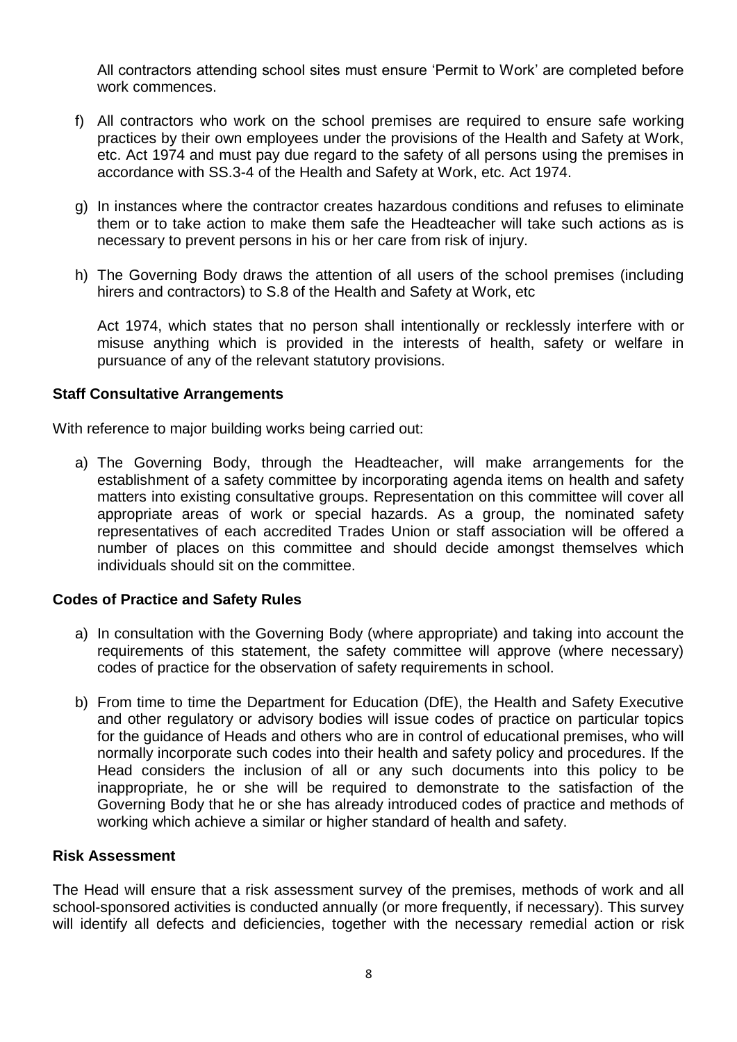All contractors attending school sites must ensure 'Permit to Work' are completed before work commences.

f) All contractors who work on the school premises are required to ensure safe working practices by their own employees under the provisions of the Health and Safety at Work, etc. Act 1974 and must pay due regard to the safety of all persons using the premises in accordance with SS.3-4 of the Health and Safety at Work, etc. Act 1974.

g) In instances where the contractor creates hazardous conditions and refuses to eliminate them or to take action to make them safe the Headteacher will take such actions as is necessary to prevent persons in his or her care from risk of injury.

h) The Governing Body draws the attention of all users of the school premises (including hirers and contractors) to S.8 of the Health and Safety at Work, etc

Act 1974, which states that no person shall intentionally or recklessly interfere with or misuse anything which is provided in the interests of health, safety or welfare in pursuance of any of the relevant statutory provisions.

**Staff Consultative Arrangements**

With reference to major building works being carried out:

a) The Governing Body, through the Headteacher, will make arrangements for the establishment of a safety committee by incorporating agenda items on health and safety matters into existing consultative groups. Representation on this committee will cover all appropriate areas of work or special hazards. As a group, the nominated safety representatives of each accredited Trades Union or staff association will be offered a number of places on this committee and should decide amongst themselves which individuals should sit on the committee.

**Codes of Practice and Safety Rules**

a) In consultation with the Governing Body (where appropriate) and taking into account the requirements of this statement, the safety committee will approve (where necessary) codes of practice for the observation of safety requirements in school.

b) From time to time the Department for Education (DfE), the Health and Safety Executive and other regulatory or advisory bodies will issue codes of practice on particular topics for the guidance of Heads and others who are in control of educational premises, who will normally incorporate such codes into their health and safety policy and procedures. If the Head considers the inclusion of all or any such documents into this policy to be inappropriate, he or she will be required to demonstrate to the satisfaction of the Governing Body that he or she has already introduced codes of practice and methods of working which achieve a similar or higher standard of health and safety.

**Risk Assessment**

The Head will ensure that a risk assessment survey of the premises, methods of work and all school-sponsored activities is conducted annually (or more frequently, if necessary). This survey will identify all defects and deficiencies, together with the necessary remedial action or risk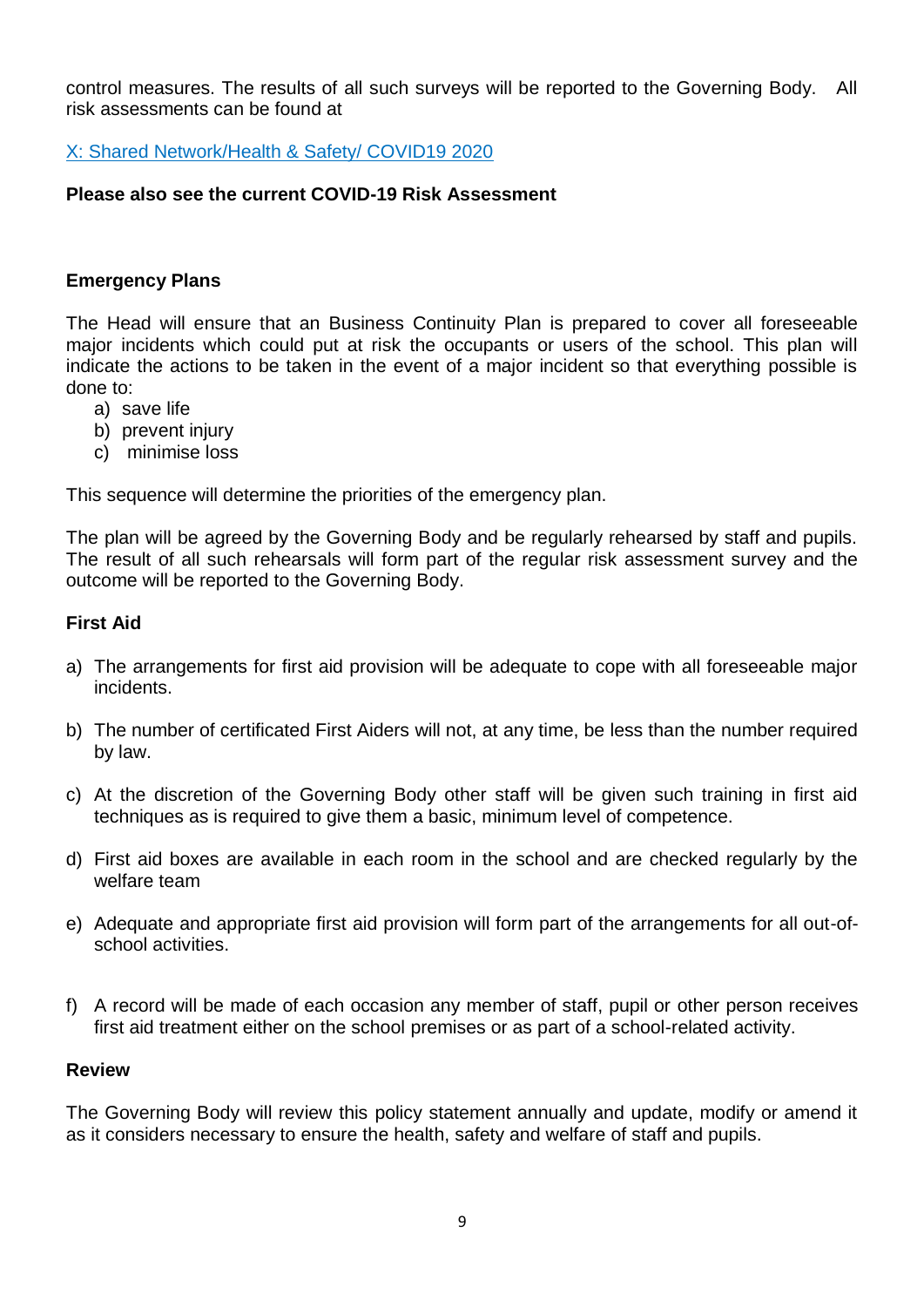control measures. The results of all such surveys will be reported to the Governing Body. All risk assessments can be found at

X: Shared Network/Health & Safety/ COVID19 2020

**Please also see the current COVID-19 Risk Assessment**

**Emergency Plans**

The Head will ensure that an Business Continuity Plan is prepared to cover all foreseeable major incidents which could put at risk the occupants or users of the school. This plan will indicate the actions to be taken in the event of a major incident so that everything possible is done to:

a) save life
b) prevent injury
c) minimise loss

This sequence will determine the priorities of the emergency plan.

The plan will be agreed by the Governing Body and be regularly rehearsed by staff and pupils. The result of all such rehearsals will form part of the regular risk assessment survey and the outcome will be reported to the Governing Body.

**First Aid**

a) The arrangements for first aid provision will be adequate to cope with all foreseeable major incidents.

b) The number of certificated First Aiders will not, at any time, be less than the number required by law.

c) At the discretion of the Governing Body other staff will be given such training in first aid techniques as is required to give them a basic, minimum level of competence.

d) First aid boxes are available in each room in the school and are checked regularly by the welfare team

e) Adequate and appropriate first aid provision will form part of the arrangements for all out-of-school activities.

f) A record will be made of each occasion any member of staff, pupil or other person receives first aid treatment either on the school premises or as part of a school-related activity.

**Review**

The Governing Body will review this policy statement annually and update, modify or amend it as it considers necessary to ensure the health, safety and welfare of staff and pupils.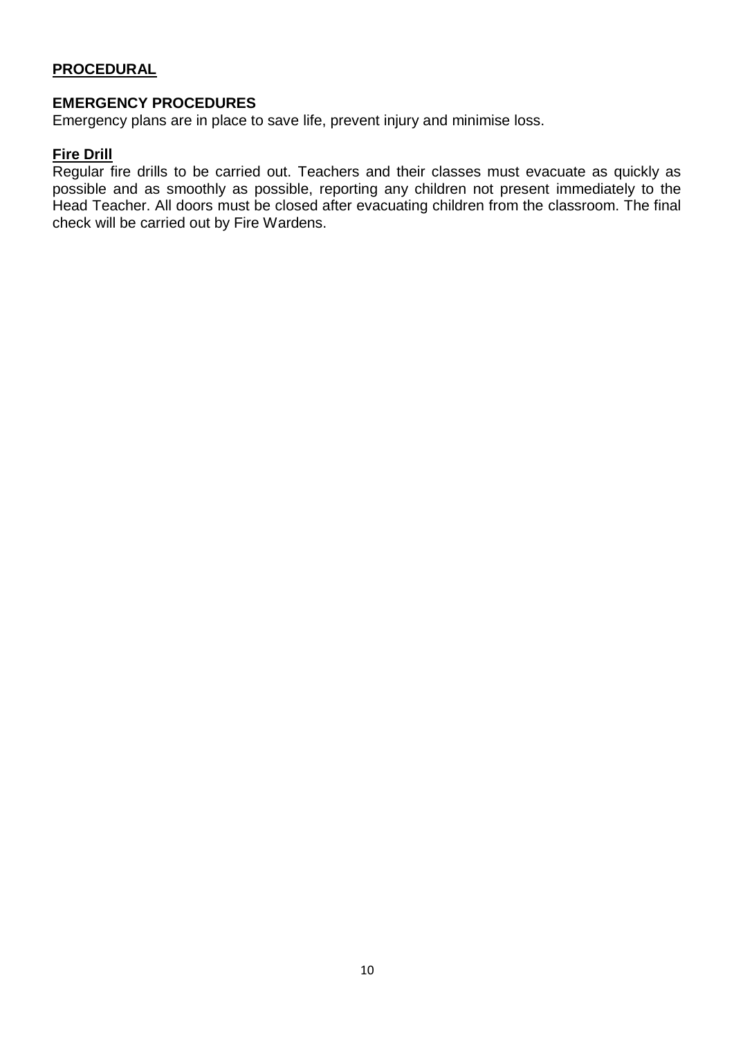## PROCEDURAL

### EMERGENCY PROCEDURES

Emergency plans are in place to save life, prevent injury and minimise loss.

#### Fire Drill

Regular fire drills to be carried out. Teachers and their classes must evacuate as quickly as possible and as smoothly as possible, reporting any children not present immediately to the Head Teacher. All doors must be closed after evacuating children from the classroom. The final check will be carried out by Fire Wardens.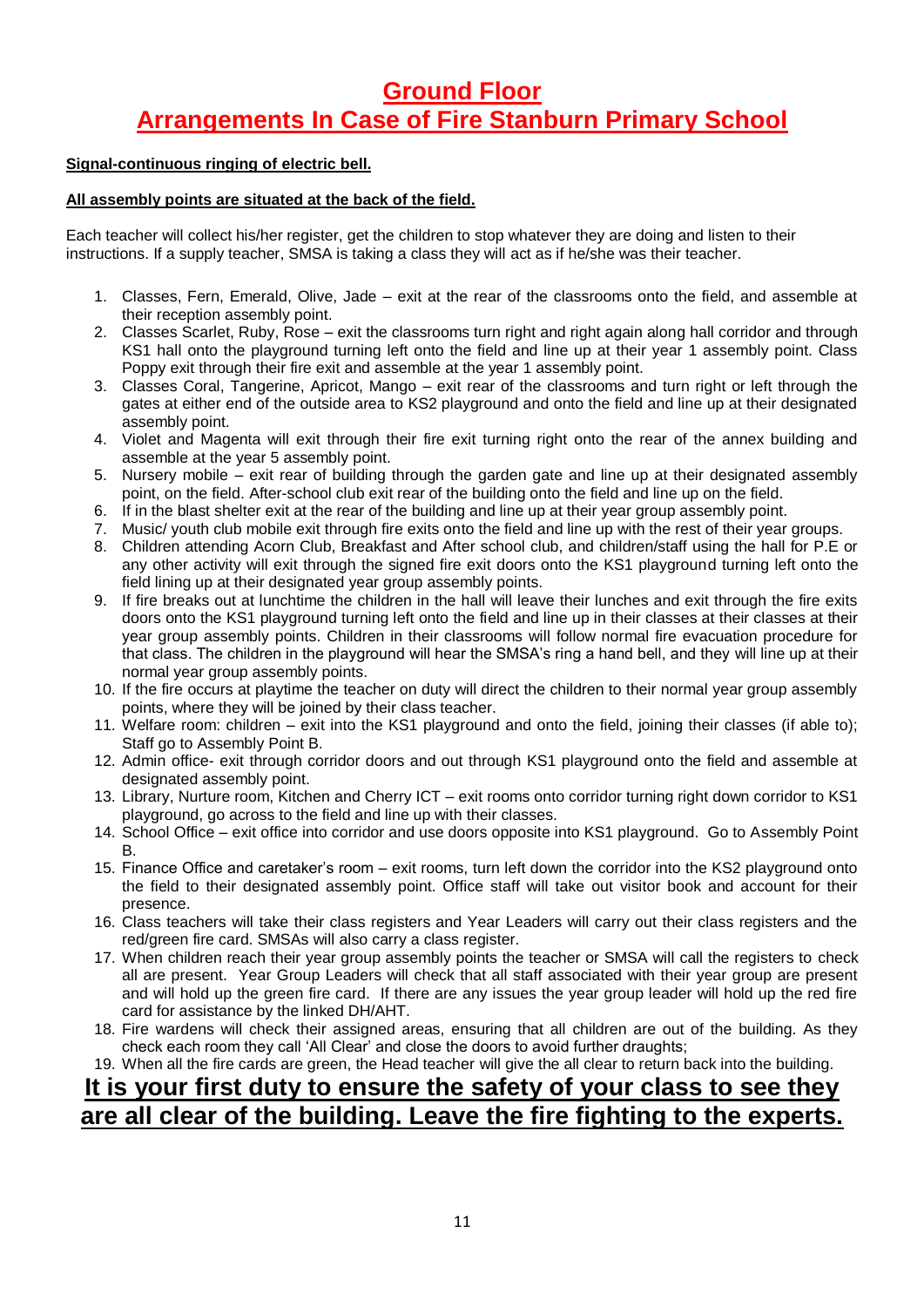# Ground Floor
# Arrangements In Case of Fire Stanburn Primary School

**Signal-continuous ringing of electric bell.**

**All assembly points are situated at the back of the field.**

Each teacher will collect his/her register, get the children to stop whatever they are doing and listen to their instructions. If a supply teacher, SMSA is taking a class they will act as if he/she was their teacher.

1. Classes, Fern, Emerald, Olive, Jade – exit at the rear of the classrooms onto the field, and assemble at their reception assembly point.
2. Classes Scarlet, Ruby, Rose – exit the classrooms turn right and right again along hall corridor and through KS1 hall onto the playground turning left onto the field and line up at their year 1 assembly point. Class Poppy exit through their fire exit and assemble at the year 1 assembly point.
3. Classes Coral, Tangerine, Apricot, Mango – exit rear of the classrooms and turn right or left through the gates at either end of the outside area to KS2 playground and onto the field and line up at their designated assembly point.
4. Violet and Magenta will exit through their fire exit turning right onto the rear of the annex building and assemble at the year 5 assembly point.
5. Nursery mobile – exit rear of building through the garden gate and line up at their designated assembly point, on the field. After-school club exit rear of the building onto the field and line up on the field.
6. If in the blast shelter exit at the rear of the building and line up at their year group assembly point.
7. Music/ youth club mobile exit through fire exits onto the field and line up with the rest of their year groups.
8. Children attending Acorn Club, Breakfast and After school club, and children/staff using the hall for P.E or any other activity will exit through the signed fire exit doors onto the KS1 playground turning left onto the field lining up at their designated year group assembly points.
9. If fire breaks out at lunchtime the children in the hall will leave their lunches and exit through the fire exits doors onto the KS1 playground turning left onto the field and line up in their classes at their classes at their year group assembly points. Children in their classrooms will follow normal fire evacuation procedure for that class. The children in the playground will hear the SMSA's ring a hand bell, and they will line up at their normal year group assembly points.
10. If the fire occurs at playtime the teacher on duty will direct the children to their normal year group assembly points, where they will be joined by their class teacher.
11. Welfare room: children – exit into the KS1 playground and onto the field, joining their classes (if able to); Staff go to Assembly Point B.
12. Admin office- exit through corridor doors and out through KS1 playground onto the field and assemble at designated assembly point.
13. Library, Nurture room, Kitchen and Cherry ICT – exit rooms onto corridor turning right down corridor to KS1 playground, go across to the field and line up with their classes.
14. School Office – exit office into corridor and use doors opposite into KS1 playground. Go to Assembly Point B.
15. Finance Office and caretaker's room – exit rooms, turn left down the corridor into the KS2 playground onto the field to their designated assembly point. Office staff will take out visitor book and account for their presence.
16. Class teachers will take their class registers and Year Leaders will carry out their class registers and the red/green fire card. SMSAs will also carry a class register.
17. When children reach their year group assembly points the teacher or SMSA will call the registers to check all are present. Year Group Leaders will check that all staff associated with their year group are present and will hold up the green fire card. If there are any issues the year group leader will hold up the red fire card for assistance by the linked DH/AHT.
18. Fire wardens will check their assigned areas, ensuring that all children are out of the building. As they check each room they call 'All Clear' and close the doors to avoid further draughts;
19. When all the fire cards are green, the Head teacher will give the all clear to return back into the building.

**It is your first duty to ensure the safety of your class to see they are all clear of the building. Leave the fire fighting to the experts.**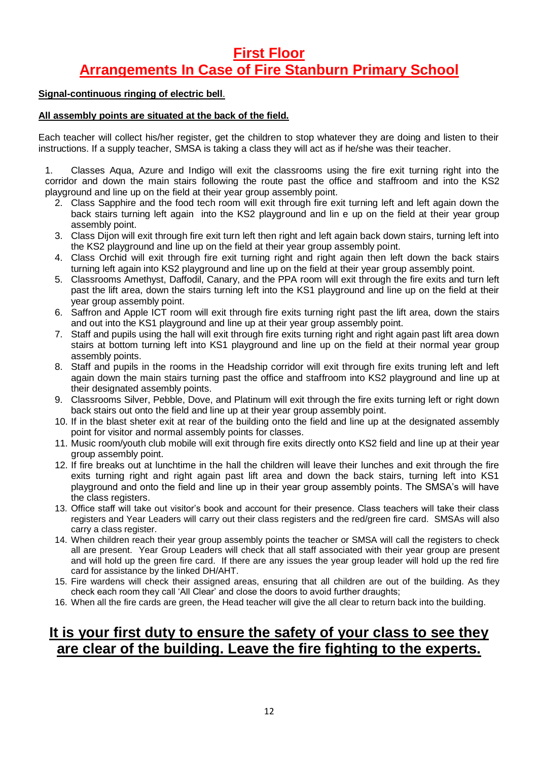# First Floor

# Arrangements In Case of Fire Stanburn Primary School

**Signal-continuous ringing of electric bell**.

**All assembly points are situated at the back of the field.**

Each teacher will collect his/her register, get the children to stop whatever they are doing and listen to their instructions. If a supply teacher, SMSA is taking a class they will act as if he/she was their teacher.

1. Classes Aqua, Azure and Indigo will exit the classrooms using the fire exit turning right into the corridor and down the main stairs following the route past the office and staffroom and into the KS2 playground and line up on the field at their year group assembly point.
2. Class Sapphire and the food tech room will exit through fire exit turning left and left again down the back stairs turning left again into the KS2 playground and lin e up on the field at their year group assembly point.
3. Class Dijon will exit through fire exit turn left then right and left again back down stairs, turning left into the KS2 playground and line up on the field at their year group assembly point.
4. Class Orchid will exit through fire exit turning right and right again then left down the back stairs turning left again into KS2 playground and line up on the field at their year group assembly point.
5. Classrooms Amethyst, Daffodil, Canary, and the PPA room will exit through the fire exits and turn left past the lift area, down the stairs turning left into the KS1 playground and line up on the field at their year group assembly point.
6. Saffron and Apple ICT room will exit through fire exits turning right past the lift area, down the stairs and out into the KS1 playground and line up at their year group assembly point.
7. Staff and pupils using the hall will exit through fire exits turning right and right again past lift area down stairs at bottom turning left into KS1 playground and line up on the field at their normal year group assembly points.
8. Staff and pupils in the rooms in the Headship corridor will exit through fire exits truning left and left again down the main stairs turning past the office and staffroom into KS2 playground and line up at their designated assembly points.
9. Classrooms Silver, Pebble, Dove, and Platinum will exit through the fire exits turning left or right down back stairs out onto the field and line up at their year group assembly point.
10. If in the blast sheter exit at rear of the building onto the field and line up at the designated assembly point for visitor and normal assembly points for classes.
11. Music room/youth club mobile will exit through fire exits directly onto KS2 field and line up at their year group assembly point.
12. If fire breaks out at lunchtime in the hall the children will leave their lunches and exit through the fire exits turning right and right again past lift area and down the back stairs, turning left into KS1 playground and onto the field and line up in their year group assembly points. The SMSA's will have the class registers.
13. Office staff will take out visitor's book and account for their presence. Class teachers will take their class registers and Year Leaders will carry out their class registers and the red/green fire card. SMSAs will also carry a class register.
14. When children reach their year group assembly points the teacher or SMSA will call the registers to check all are present. Year Group Leaders will check that all staff associated with their year group are present and will hold up the green fire card. If there are any issues the year group leader will hold up the red fire card for assistance by the linked DH/AHT.
15. Fire wardens will check their assigned areas, ensuring that all children are out of the building. As they check each room they call 'All Clear' and close the doors to avoid further draughts;
16. When all the fire cards are green, the Head teacher will give the all clear to return back into the building.

## It is your first duty to ensure the safety of your class to see they are clear of the building. Leave the fire fighting to the experts.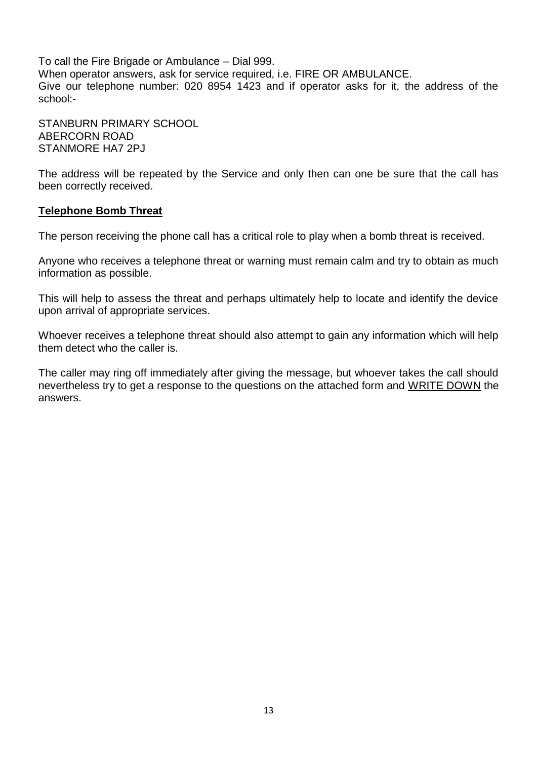To call the Fire Brigade or Ambulance – Dial 999.
When operator answers, ask for service required, i.e. FIRE OR AMBULANCE.
Give our telephone number: 020 8954 1423 and if operator asks for it, the address of the school:-

STANBURN PRIMARY SCHOOL
ABERCORN ROAD
STANMORE HA7 2PJ

The address will be repeated by the Service and only then can one be sure that the call has been correctly received.

## Telephone Bomb Threat

The person receiving the phone call has a critical role to play when a bomb threat is received.

Anyone who receives a telephone threat or warning must remain calm and try to obtain as much information as possible.

This will help to assess the threat and perhaps ultimately help to locate and identify the device upon arrival of appropriate services.

Whoever receives a telephone threat should also attempt to gain any information which will help them detect who the caller is.

The caller may ring off immediately after giving the message, but whoever takes the call should nevertheless try to get a response to the questions on the attached form and WRITE DOWN the answers.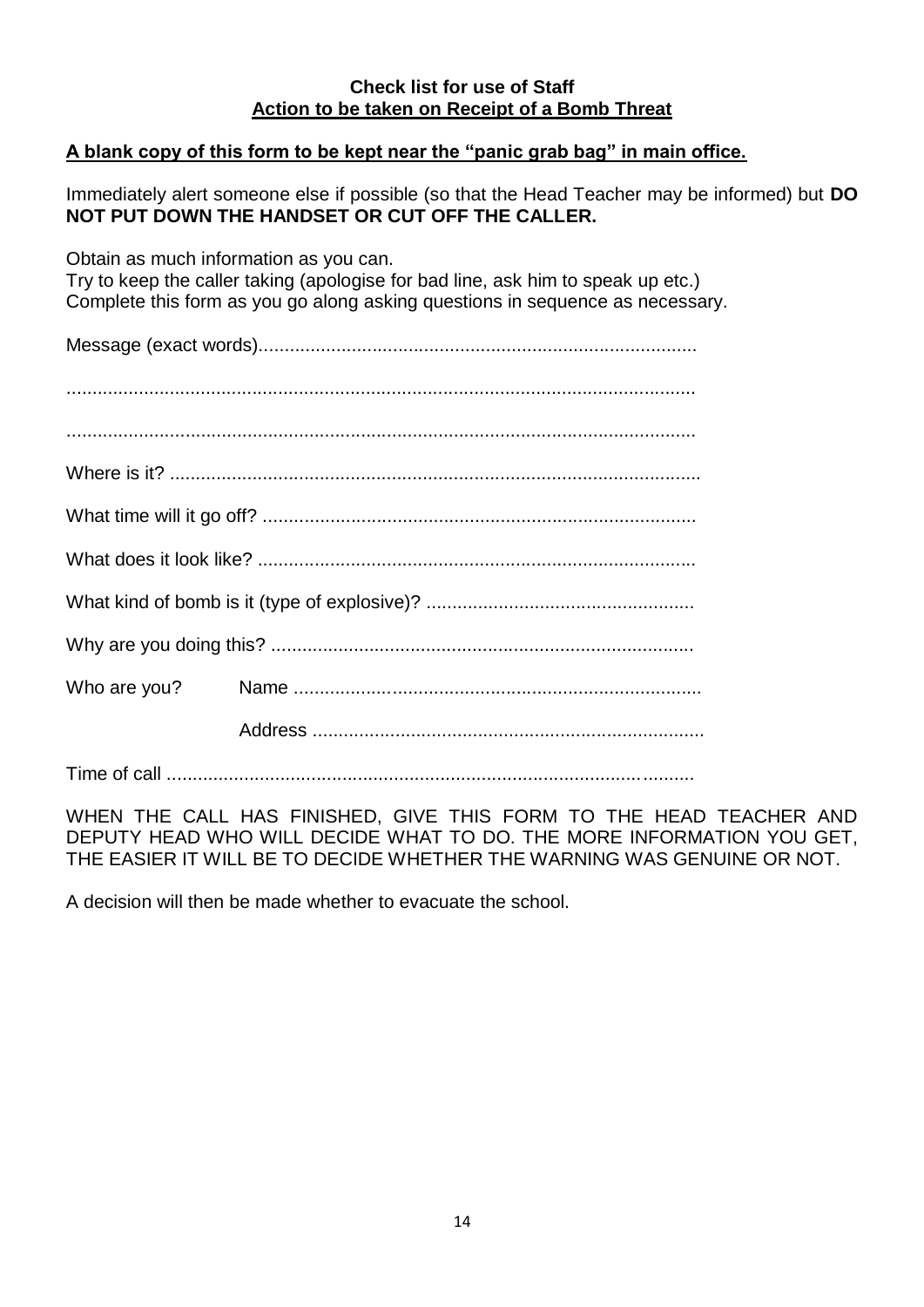**Check list for use of Staff**
**Action to be taken on Receipt of a Bomb Threat**

**A blank copy of this form to be kept near the "panic grab bag" in main office.**

Immediately alert someone else if possible (so that the Head Teacher may be informed) but **DO NOT PUT DOWN THE HANDSET OR CUT OFF THE CALLER.**

Obtain as much information as you can.
Try to keep the caller taking (apologise for bad line, ask him to speak up etc.)
Complete this form as you go along asking questions in sequence as necessary.

Message (exact words)....................................................................................

..........................................................................................................................

..........................................................................................................................

Where is it? ......................................................................................................

What time will it go off? ...................................................................................

What does it look like? ....................................................................................

What kind of bomb is it (type of explosive)? ...................................................

Why are you doing this? .................................................................................

Who are you? Name ...............................................................................

Address ...........................................................................

Time of call .......................................................................................................

WHEN THE CALL HAS FINISHED, GIVE THIS FORM TO THE HEAD TEACHER AND DEPUTY HEAD WHO WILL DECIDE WHAT TO DO. THE MORE INFORMATION YOU GET, THE EASIER IT WILL BE TO DECIDE WHETHER THE WARNING WAS GENUINE OR NOT.

A decision will then be made whether to evacuate the school.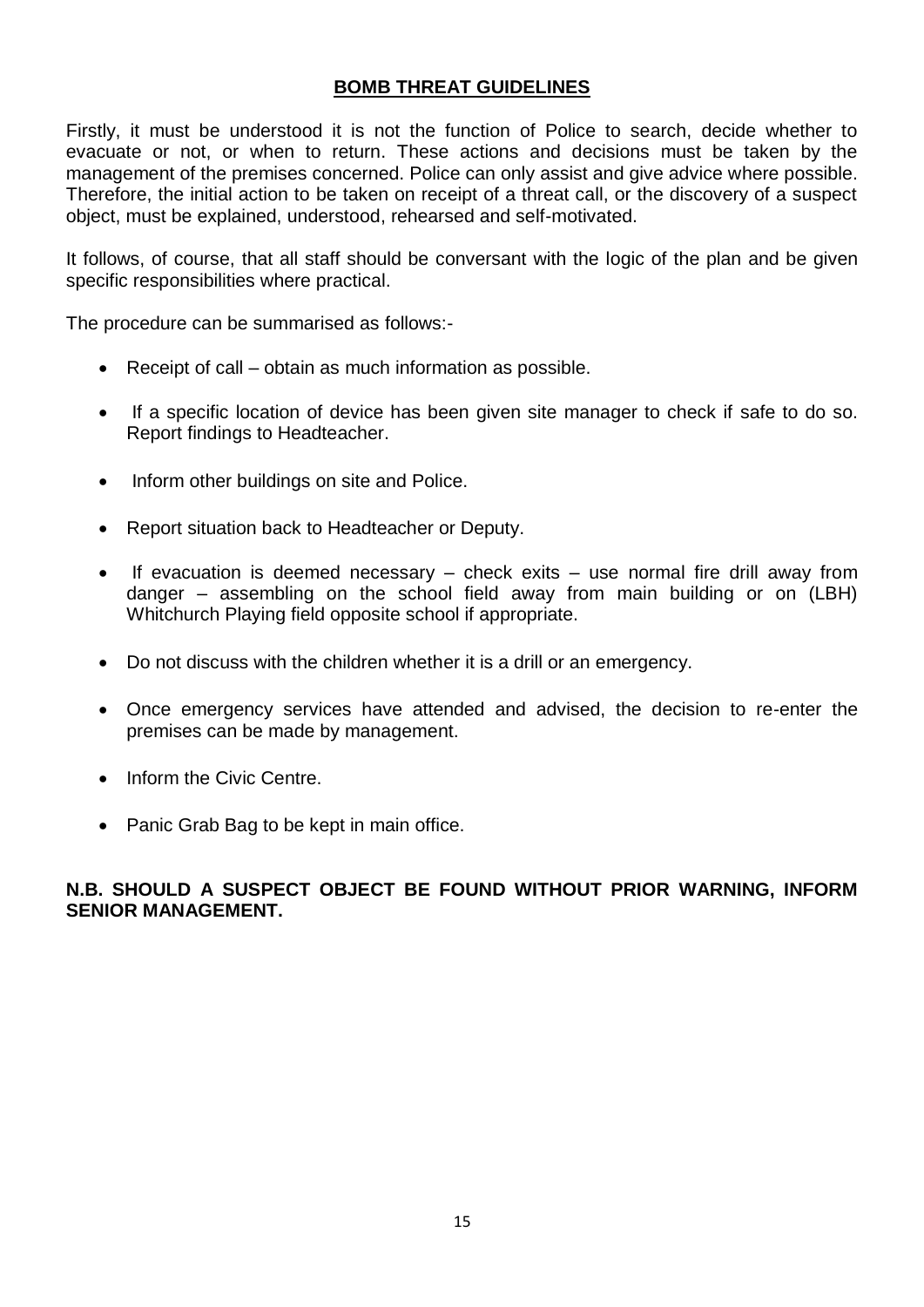## BOMB THREAT GUIDELINES

Firstly, it must be understood it is not the function of Police to search, decide whether to evacuate or not, or when to return. These actions and decisions must be taken by the management of the premises concerned. Police can only assist and give advice where possible. Therefore, the initial action to be taken on receipt of a threat call, or the discovery of a suspect object, must be explained, understood, rehearsed and self-motivated.

It follows, of course, that all staff should be conversant with the logic of the plan and be given specific responsibilities where practical.

The procedure can be summarised as follows:-

- Receipt of call – obtain as much information as possible.
- If a specific location of device has been given site manager to check if safe to do so. Report findings to Headteacher.
- Inform other buildings on site and Police.
- Report situation back to Headteacher or Deputy.
- If evacuation is deemed necessary – check exits – use normal fire drill away from danger – assembling on the school field away from main building or on (LBH) Whitchurch Playing field opposite school if appropriate.
- Do not discuss with the children whether it is a drill or an emergency.
- Once emergency services have attended and advised, the decision to re-enter the premises can be made by management.
- Inform the Civic Centre.
- Panic Grab Bag to be kept in main office.

**N.B. SHOULD A SUSPECT OBJECT BE FOUND WITHOUT PRIOR WARNING, INFORM SENIOR MANAGEMENT.**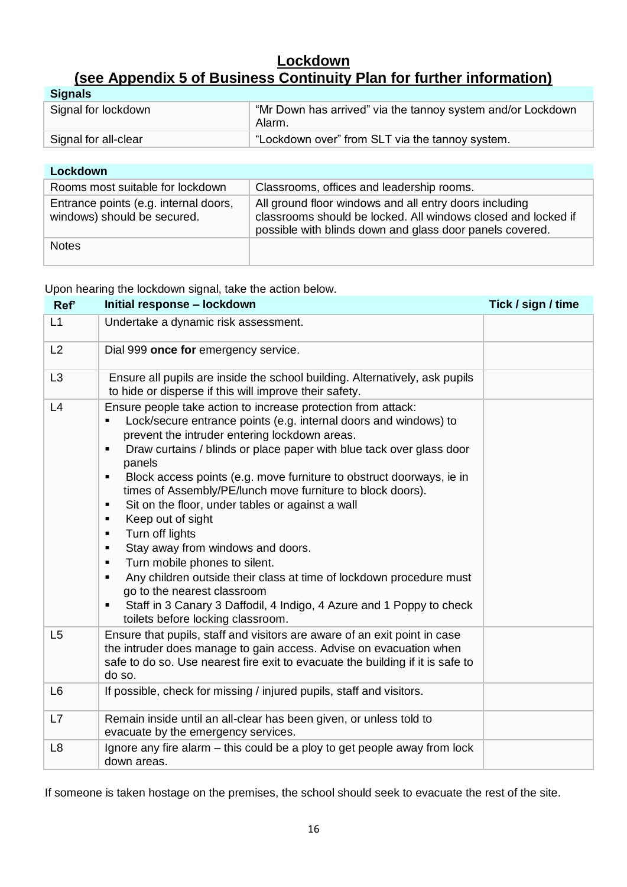## Lockdown
## (see Appendix 5 of Business Continuity Plan for further information)

| Signals | |
|---|---|
| Signal for lockdown | "Mr Down has arrived" via the tannoy system and/or Lockdown Alarm. |
| Signal for all-clear | "Lockdown over" from SLT via the tannoy system. |

| Lockdown | |
|---|---|
| Rooms most suitable for lockdown | Classrooms, offices and leadership rooms. |
| Entrance points (e.g. internal doors, windows) should be secured. | All ground floor windows and all entry doors including classrooms should be locked. All windows closed and locked if possible with blinds down and glass door panels covered. |
| Notes | |

Upon hearing the lockdown signal, take the action below.

| Ref' | Initial response – lockdown | Tick / sign / time |
|---|---|---|
| L1 | Undertake a dynamic risk assessment. | |
| L2 | Dial 999 **once for** emergency service. | |
| L3 | Ensure all pupils are inside the school building. Alternatively, ask pupils to hide or disperse if this will improve their safety. | |
| L4 | Ensure people take action to increase protection from attack:<br>▪ Lock/secure entrance points (e.g. internal doors and windows) to prevent the intruder entering lockdown areas.<br>▪ Draw curtains / blinds or place paper with blue tack over glass door panels<br>▪ Block access points (e.g. move furniture to obstruct doorways, ie in times of Assembly/PE/lunch move furniture to block doors).<br>▪ Sit on the floor, under tables or against a wall<br>▪ Keep out of sight<br>▪ Turn off lights<br>▪ Stay away from windows and doors.<br>▪ Turn mobile phones to silent.<br>▪ Any children outside their class at time of lockdown procedure must go to the nearest classroom<br>▪ Staff in 3 Canary 3 Daffodil, 4 Indigo, 4 Azure and 1 Poppy to check toilets before locking classroom. | |
| L5 | Ensure that pupils, staff and visitors are aware of an exit point in case the intruder does manage to gain access. Advise on evacuation when safe to do so. Use nearest fire exit to evacuate the building if it is safe to do so. | |
| L6 | If possible, check for missing / injured pupils, staff and visitors. | |
| L7 | Remain inside until an all-clear has been given, or unless told to evacuate by the emergency services. | |
| L8 | Ignore any fire alarm – this could be a ploy to get people away from lock down areas. | |

If someone is taken hostage on the premises, the school should seek to evacuate the rest of the site.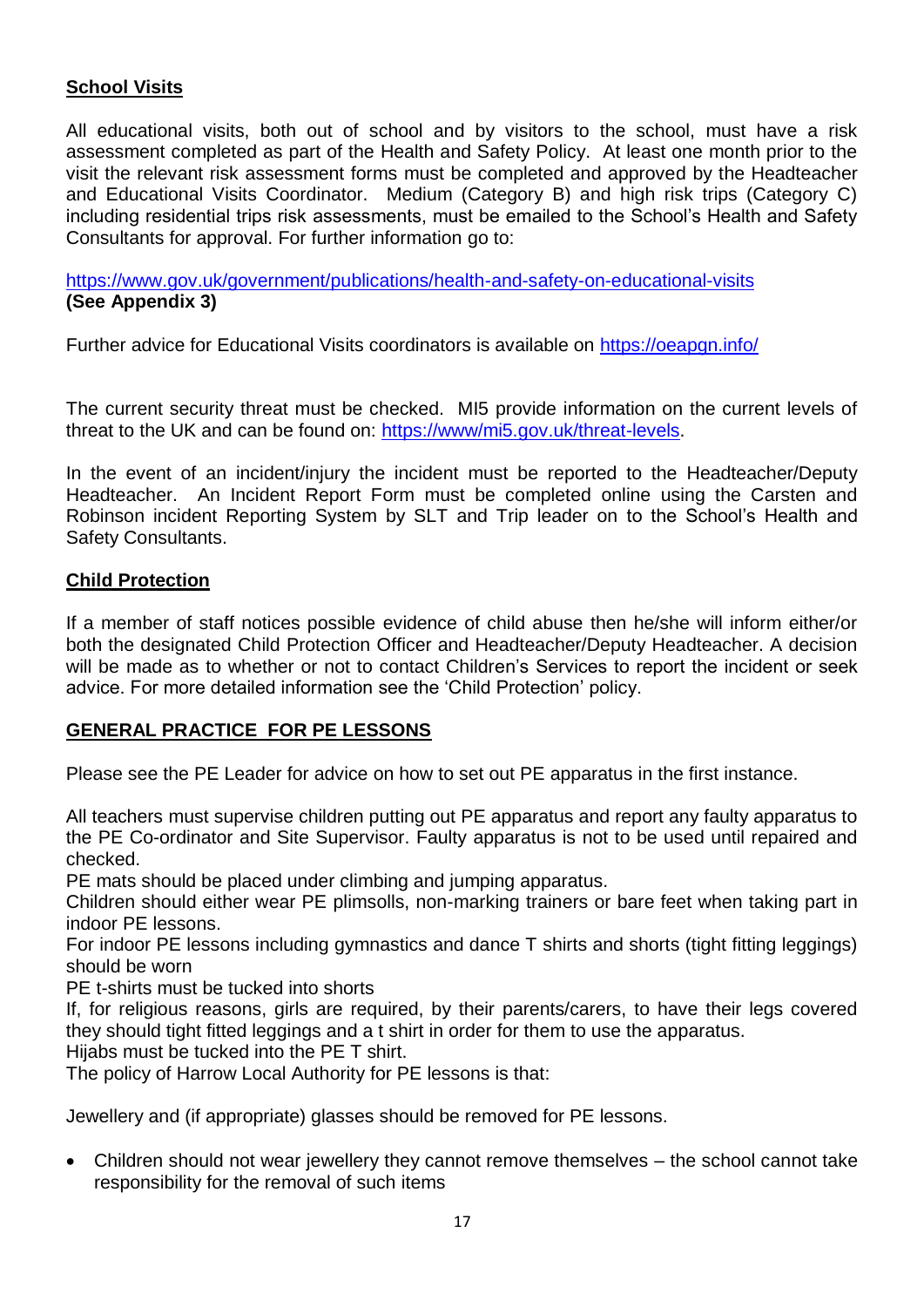**School Visits**

All educational visits, both out of school and by visitors to the school, must have a risk assessment completed as part of the Health and Safety Policy. At least one month prior to the visit the relevant risk assessment forms must be completed and approved by the Headteacher and Educational Visits Coordinator. Medium (Category B) and high risk trips (Category C) including residential trips risk assessments, must be emailed to the School's Health and Safety Consultants for approval. For further information go to:

https://www.gov.uk/government/publications/health-and-safety-on-educational-visits
**(See Appendix 3)**

Further advice for Educational Visits coordinators is available on https://oeapgn.info/

The current security threat must be checked. MI5 provide information on the current levels of threat to the UK and can be found on: https://www/mi5.gov.uk/threat-levels.

In the event of an incident/injury the incident must be reported to the Headteacher/Deputy Headteacher. An Incident Report Form must be completed online using the Carsten and Robinson incident Reporting System by SLT and Trip leader on to the School's Health and Safety Consultants.

**Child Protection**

If a member of staff notices possible evidence of child abuse then he/she will inform either/or both the designated Child Protection Officer and Headteacher/Deputy Headteacher. A decision will be made as to whether or not to contact Children's Services to report the incident or seek advice. For more detailed information see the 'Child Protection' policy.

**GENERAL PRACTICE FOR PE LESSONS**

Please see the PE Leader for advice on how to set out PE apparatus in the first instance.

All teachers must supervise children putting out PE apparatus and report any faulty apparatus to the PE Co-ordinator and Site Supervisor. Faulty apparatus is not to be used until repaired and checked.
PE mats should be placed under climbing and jumping apparatus.
Children should either wear PE plimsolls, non-marking trainers or bare feet when taking part in indoor PE lessons.
For indoor PE lessons including gymnastics and dance T shirts and shorts (tight fitting leggings) should be worn
PE t-shirts must be tucked into shorts
If, for religious reasons, girls are required, by their parents/carers, to have their legs covered they should tight fitted leggings and a t shirt in order for them to use the apparatus.
Hijabs must be tucked into the PE T shirt.
The policy of Harrow Local Authority for PE lessons is that:

Jewellery and (if appropriate) glasses should be removed for PE lessons.

- Children should not wear jewellery they cannot remove themselves – the school cannot take responsibility for the removal of such items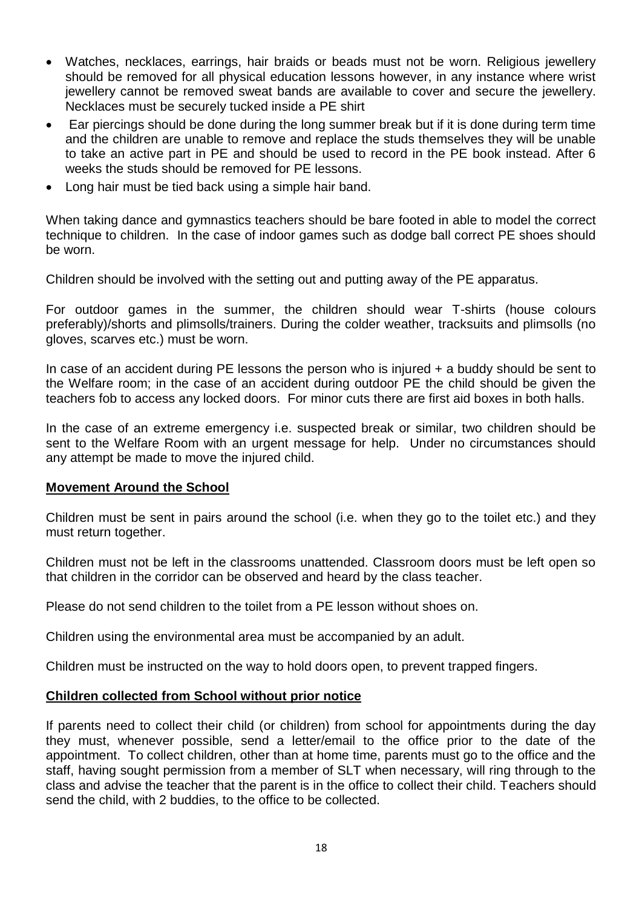- Watches, necklaces, earrings, hair braids or beads must not be worn. Religious jewellery should be removed for all physical education lessons however, in any instance where wrist jewellery cannot be removed sweat bands are available to cover and secure the jewellery. Necklaces must be securely tucked inside a PE shirt
- Ear piercings should be done during the long summer break but if it is done during term time and the children are unable to remove and replace the studs themselves they will be unable to take an active part in PE and should be used to record in the PE book instead. After 6 weeks the studs should be removed for PE lessons.
- Long hair must be tied back using a simple hair band.

When taking dance and gymnastics teachers should be bare footed in able to model the correct technique to children. In the case of indoor games such as dodge ball correct PE shoes should be worn.

Children should be involved with the setting out and putting away of the PE apparatus.

For outdoor games in the summer, the children should wear T-shirts (house colours preferably)/shorts and plimsolls/trainers. During the colder weather, tracksuits and plimsolls (no gloves, scarves etc.) must be worn.

In case of an accident during PE lessons the person who is injured + a buddy should be sent to the Welfare room; in the case of an accident during outdoor PE the child should be given the teachers fob to access any locked doors. For minor cuts there are first aid boxes in both halls.

In the case of an extreme emergency i.e. suspected break or similar, two children should be sent to the Welfare Room with an urgent message for help. Under no circumstances should any attempt be made to move the injured child.

## Movement Around the School

Children must be sent in pairs around the school (i.e. when they go to the toilet etc.) and they must return together.

Children must not be left in the classrooms unattended. Classroom doors must be left open so that children in the corridor can be observed and heard by the class teacher.

Please do not send children to the toilet from a PE lesson without shoes on.

Children using the environmental area must be accompanied by an adult.

Children must be instructed on the way to hold doors open, to prevent trapped fingers.

## Children collected from School without prior notice

If parents need to collect their child (or children) from school for appointments during the day they must, whenever possible, send a letter/email to the office prior to the date of the appointment. To collect children, other than at home time, parents must go to the office and the staff, having sought permission from a member of SLT when necessary, will ring through to the class and advise the teacher that the parent is in the office to collect their child. Teachers should send the child, with 2 buddies, to the office to be collected.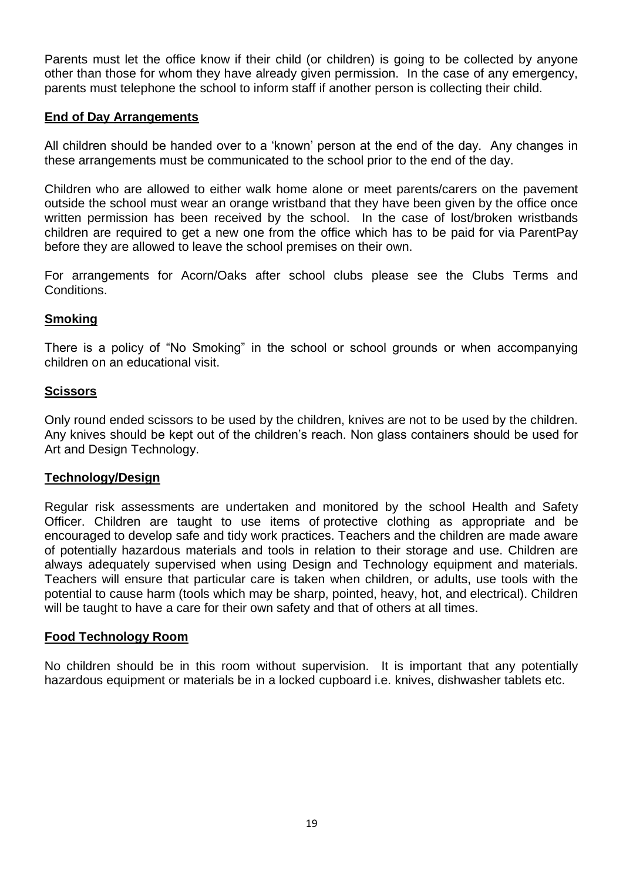Parents must let the office know if their child (or children) is going to be collected by anyone other than those for whom they have already given permission. In the case of any emergency, parents must telephone the school to inform staff if another person is collecting their child.

## End of Day Arrangements

All children should be handed over to a 'known' person at the end of the day. Any changes in these arrangements must be communicated to the school prior to the end of the day.

Children who are allowed to either walk home alone or meet parents/carers on the pavement outside the school must wear an orange wristband that they have been given by the office once written permission has been received by the school. In the case of lost/broken wristbands children are required to get a new one from the office which has to be paid for via ParentPay before they are allowed to leave the school premises on their own.

For arrangements for Acorn/Oaks after school clubs please see the Clubs Terms and Conditions.

## Smoking

There is a policy of "No Smoking" in the school or school grounds or when accompanying children on an educational visit.

## Scissors

Only round ended scissors to be used by the children, knives are not to be used by the children. Any knives should be kept out of the children's reach. Non glass containers should be used for Art and Design Technology.

## Technology/Design

Regular risk assessments are undertaken and monitored by the school Health and Safety Officer. Children are taught to use items of protective clothing as appropriate and be encouraged to develop safe and tidy work practices. Teachers and the children are made aware of potentially hazardous materials and tools in relation to their storage and use. Children are always adequately supervised when using Design and Technology equipment and materials. Teachers will ensure that particular care is taken when children, or adults, use tools with the potential to cause harm (tools which may be sharp, pointed, heavy, hot, and electrical). Children will be taught to have a care for their own safety and that of others at all times.

## Food Technology Room

No children should be in this room without supervision. It is important that any potentially hazardous equipment or materials be in a locked cupboard i.e. knives, dishwasher tablets etc.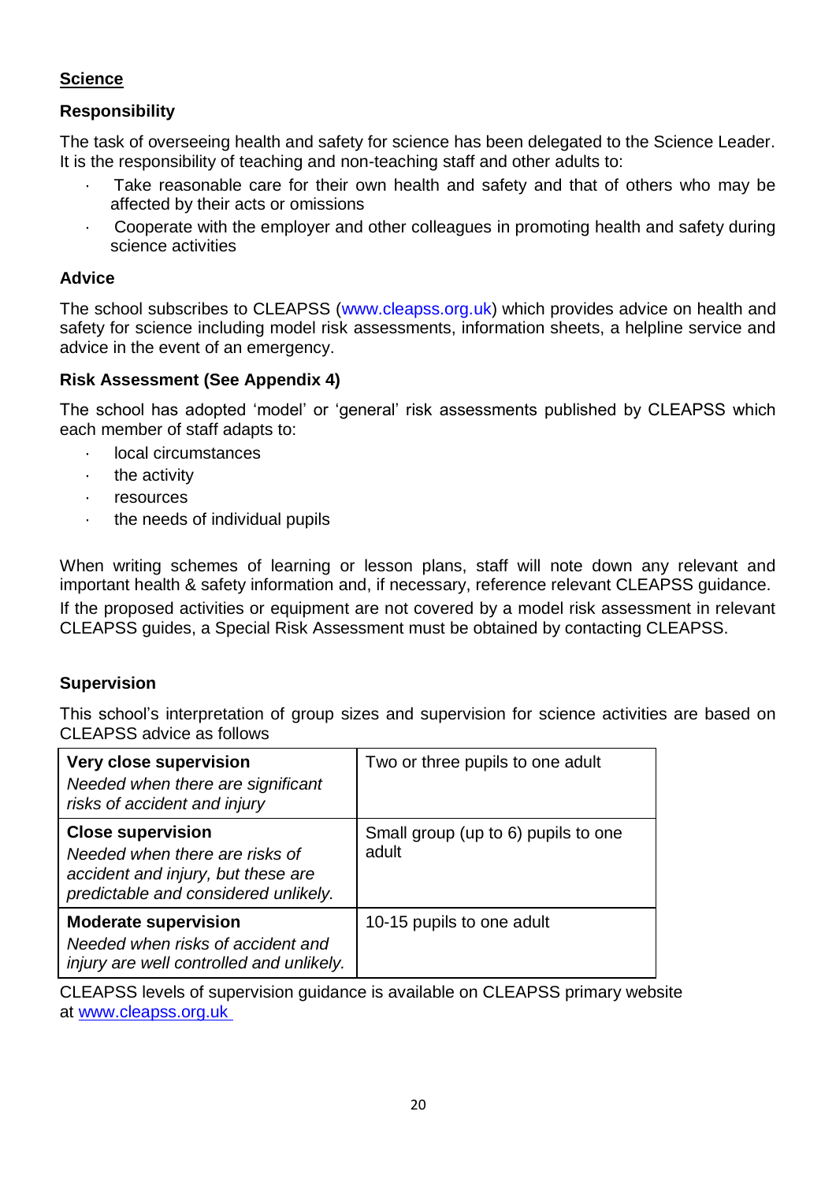## Science

### Responsibility

The task of overseeing health and safety for science has been delegated to the Science Leader. It is the responsibility of teaching and non-teaching staff and other adults to:

- Take reasonable care for their own health and safety and that of others who may be affected by their acts or omissions
- Cooperate with the employer and other colleagues in promoting health and safety during science activities

### Advice

The school subscribes to CLEAPSS (www.cleapss.org.uk) which provides advice on health and safety for science including model risk assessments, information sheets, a helpline service and advice in the event of an emergency.

### Risk Assessment (See Appendix 4)

The school has adopted 'model' or 'general' risk assessments published by CLEAPSS which each member of staff adapts to:

- local circumstances
- the activity
- resources
- the needs of individual pupils

When writing schemes of learning or lesson plans, staff will note down any relevant and important health & safety information and, if necessary, reference relevant CLEAPSS guidance.

If the proposed activities or equipment are not covered by a model risk assessment in relevant CLEAPSS guides, a Special Risk Assessment must be obtained by contacting CLEAPSS.

### Supervision

This school's interpretation of group sizes and supervision for science activities are based on CLEAPSS advice as follows

| | |
|---|---|
| **Very close supervision**<br>*Needed when there are significant risks of accident and injury* | Two or three pupils to one adult |
| **Close supervision**<br>*Needed when there are risks of accident and injury, but these are predictable and considered unlikely.* | Small group (up to 6) pupils to one adult |
| **Moderate supervision**<br>*Needed when risks of accident and injury are well controlled and unlikely.* | 10-15 pupils to one adult |

CLEAPSS levels of supervision guidance is available on CLEAPSS primary website at www.cleapss.org.uk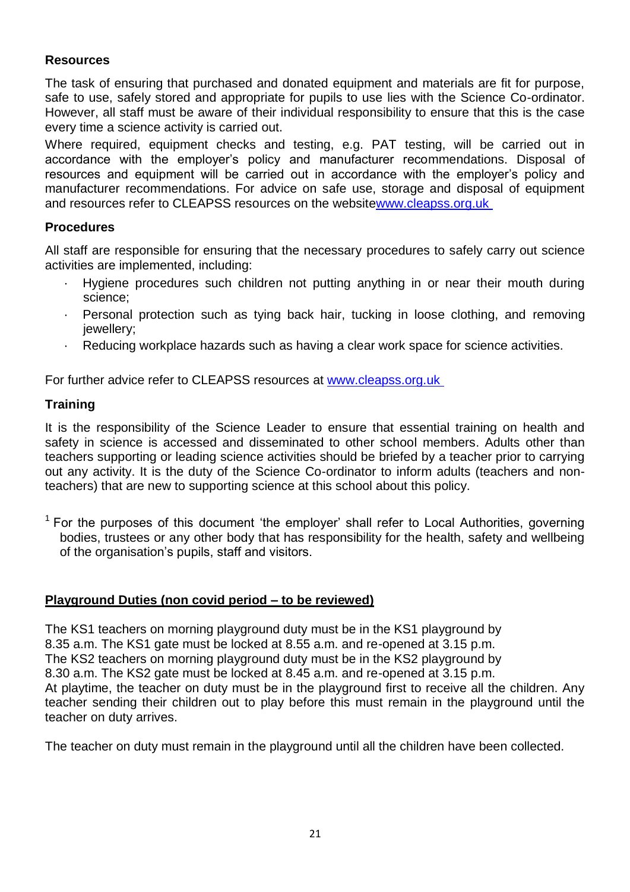**Resources**

The task of ensuring that purchased and donated equipment and materials are fit for purpose, safe to use, safely stored and appropriate for pupils to use lies with the Science Co-ordinator. However, all staff must be aware of their individual responsibility to ensure that this is the case every time a science activity is carried out.

Where required, equipment checks and testing, e.g. PAT testing, will be carried out in accordance with the employer's policy and manufacturer recommendations. Disposal of resources and equipment will be carried out in accordance with the employer's policy and manufacturer recommendations. For advice on safe use, storage and disposal of equipment and resources refer to CLEAPSS resources on the website[www.cleapss.org.uk](http://www.cleapss.org.uk)

**Procedures**

All staff are responsible for ensuring that the necessary procedures to safely carry out science activities are implemented, including:

- Hygiene procedures such children not putting anything in or near their mouth during science;
- Personal protection such as tying back hair, tucking in loose clothing, and removing jewellery;
- Reducing workplace hazards such as having a clear work space for science activities.

For further advice refer to CLEAPSS resources at [www.cleapss.org.uk](http://www.cleapss.org.uk)

**Training**

It is the responsibility of the Science Leader to ensure that essential training on health and safety in science is accessed and disseminated to other school members. Adults other than teachers supporting or leading science activities should be briefed by a teacher prior to carrying out any activity. It is the duty of the Science Co-ordinator to inform adults (teachers and non-teachers) that are new to supporting science at this school about this policy.

[1] For the purposes of this document 'the employer' shall refer to Local Authorities, governing bodies, trustees or any other body that has responsibility for the health, safety and wellbeing of the organisation's pupils, staff and visitors.

**Playground Duties (non covid period – to be reviewed)**

The KS1 teachers on morning playground duty must be in the KS1 playground by 8.35 a.m. The KS1 gate must be locked at 8.55 a.m. and re-opened at 3.15 p.m.
The KS2 teachers on morning playground duty must be in the KS2 playground by 8.30 a.m. The KS2 gate must be locked at 8.45 a.m. and re-opened at 3.15 p.m.
At playtime, the teacher on duty must be in the playground first to receive all the children. Any teacher sending their children out to play before this must remain in the playground until the teacher on duty arrives.

The teacher on duty must remain in the playground until all the children have been collected.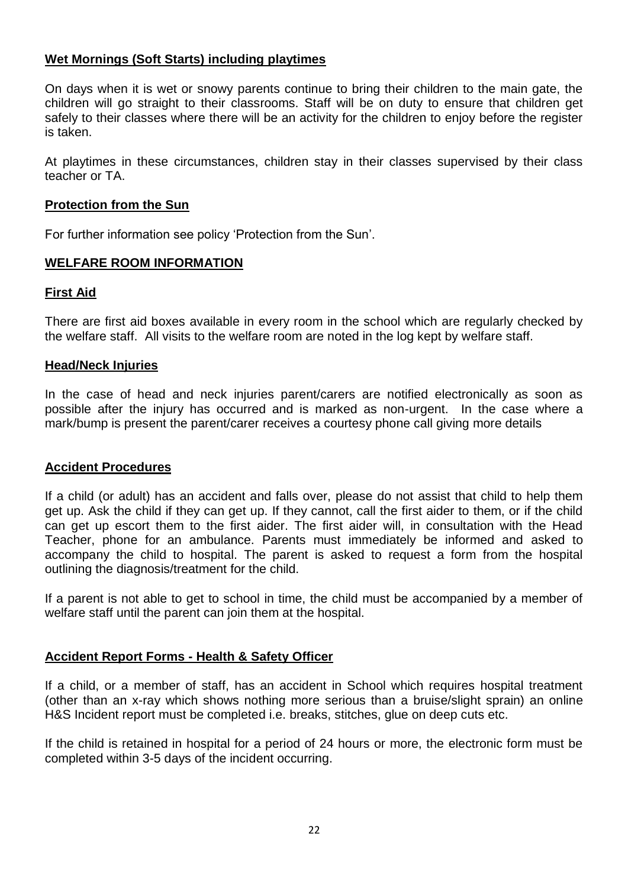## Wet Mornings (Soft Starts) including playtimes

On days when it is wet or snowy parents continue to bring their children to the main gate, the children will go straight to their classrooms. Staff will be on duty to ensure that children get safely to their classes where there will be an activity for the children to enjoy before the register is taken.

At playtimes in these circumstances, children stay in their classes supervised by their class teacher or TA.

## Protection from the Sun

For further information see policy 'Protection from the Sun'.

## WELFARE ROOM INFORMATION

## First Aid

There are first aid boxes available in every room in the school which are regularly checked by the welfare staff. All visits to the welfare room are noted in the log kept by welfare staff.

## Head/Neck Injuries

In the case of head and neck injuries parent/carers are notified electronically as soon as possible after the injury has occurred and is marked as non-urgent. In the case where a mark/bump is present the parent/carer receives a courtesy phone call giving more details

## Accident Procedures

If a child (or adult) has an accident and falls over, please do not assist that child to help them get up. Ask the child if they can get up. If they cannot, call the first aider to them, or if the child can get up escort them to the first aider. The first aider will, in consultation with the Head Teacher, phone for an ambulance. Parents must immediately be informed and asked to accompany the child to hospital. The parent is asked to request a form from the hospital outlining the diagnosis/treatment for the child.

If a parent is not able to get to school in time, the child must be accompanied by a member of welfare staff until the parent can join them at the hospital.

## Accident Report Forms - Health & Safety Officer

If a child, or a member of staff, has an accident in School which requires hospital treatment (other than an x-ray which shows nothing more serious than a bruise/slight sprain) an online H&S Incident report must be completed i.e. breaks, stitches, glue on deep cuts etc.

If the child is retained in hospital for a period of 24 hours or more, the electronic form must be completed within 3-5 days of the incident occurring.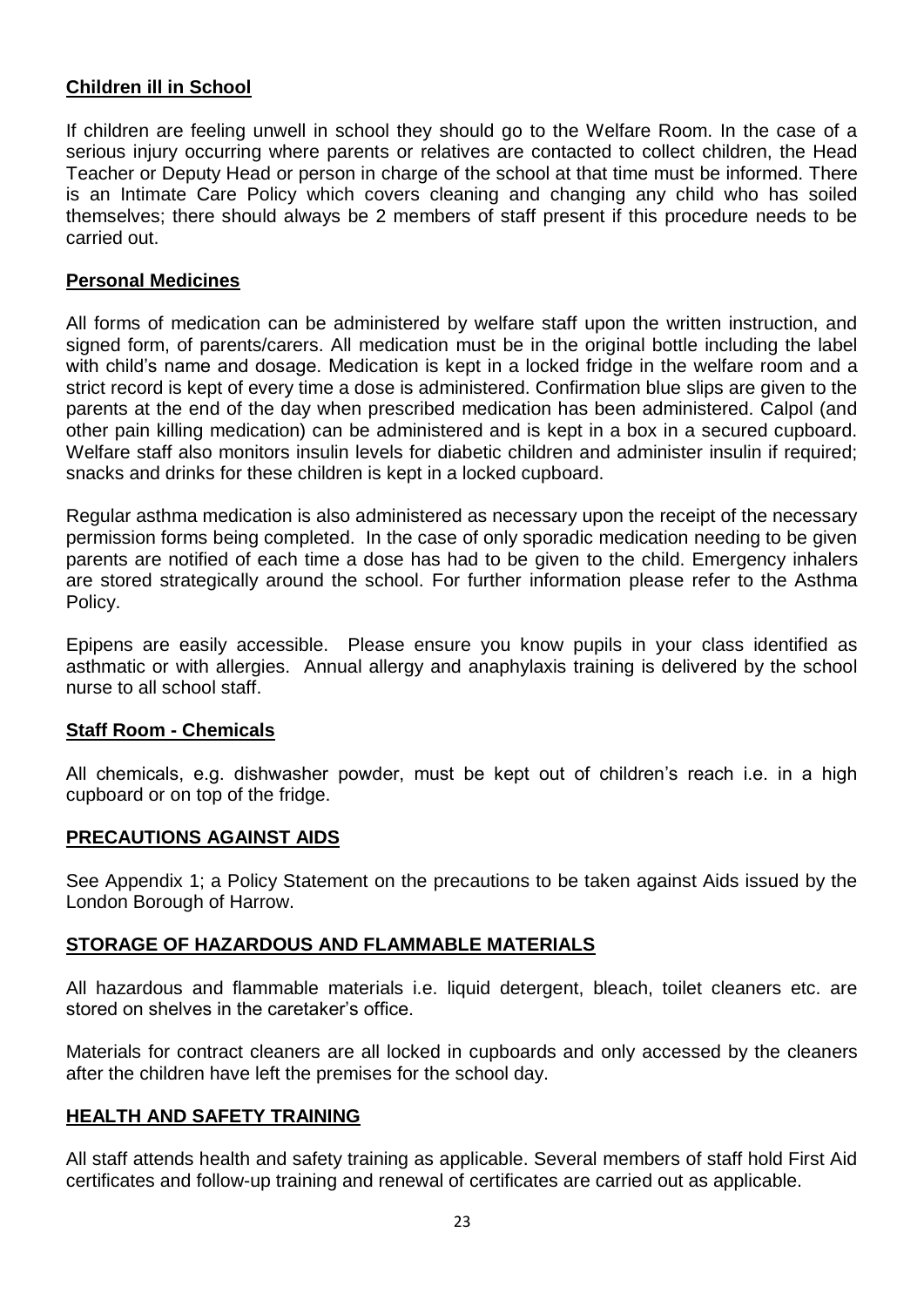## Children ill in School

If children are feeling unwell in school they should go to the Welfare Room. In the case of a serious injury occurring where parents or relatives are contacted to collect children, the Head Teacher or Deputy Head or person in charge of the school at that time must be informed. There is an Intimate Care Policy which covers cleaning and changing any child who has soiled themselves; there should always be 2 members of staff present if this procedure needs to be carried out.

## Personal Medicines

All forms of medication can be administered by welfare staff upon the written instruction, and signed form, of parents/carers. All medication must be in the original bottle including the label with child's name and dosage. Medication is kept in a locked fridge in the welfare room and a strict record is kept of every time a dose is administered. Confirmation blue slips are given to the parents at the end of the day when prescribed medication has been administered. Calpol (and other pain killing medication) can be administered and is kept in a box in a secured cupboard. Welfare staff also monitors insulin levels for diabetic children and administer insulin if required; snacks and drinks for these children is kept in a locked cupboard.

Regular asthma medication is also administered as necessary upon the receipt of the necessary permission forms being completed. In the case of only sporadic medication needing to be given parents are notified of each time a dose has had to be given to the child. Emergency inhalers are stored strategically around the school. For further information please refer to the Asthma Policy.

Epipens are easily accessible. Please ensure you know pupils in your class identified as asthmatic or with allergies. Annual allergy and anaphylaxis training is delivered by the school nurse to all school staff.

## Staff Room - Chemicals

All chemicals, e.g. dishwasher powder, must be kept out of children's reach i.e. in a high cupboard or on top of the fridge.

## PRECAUTIONS AGAINST AIDS

See Appendix 1; a Policy Statement on the precautions to be taken against Aids issued by the London Borough of Harrow.

## STORAGE OF HAZARDOUS AND FLAMMABLE MATERIALS

All hazardous and flammable materials i.e. liquid detergent, bleach, toilet cleaners etc. are stored on shelves in the caretaker's office.

Materials for contract cleaners are all locked in cupboards and only accessed by the cleaners after the children have left the premises for the school day.

## HEALTH AND SAFETY TRAINING

All staff attends health and safety training as applicable. Several members of staff hold First Aid certificates and follow-up training and renewal of certificates are carried out as applicable.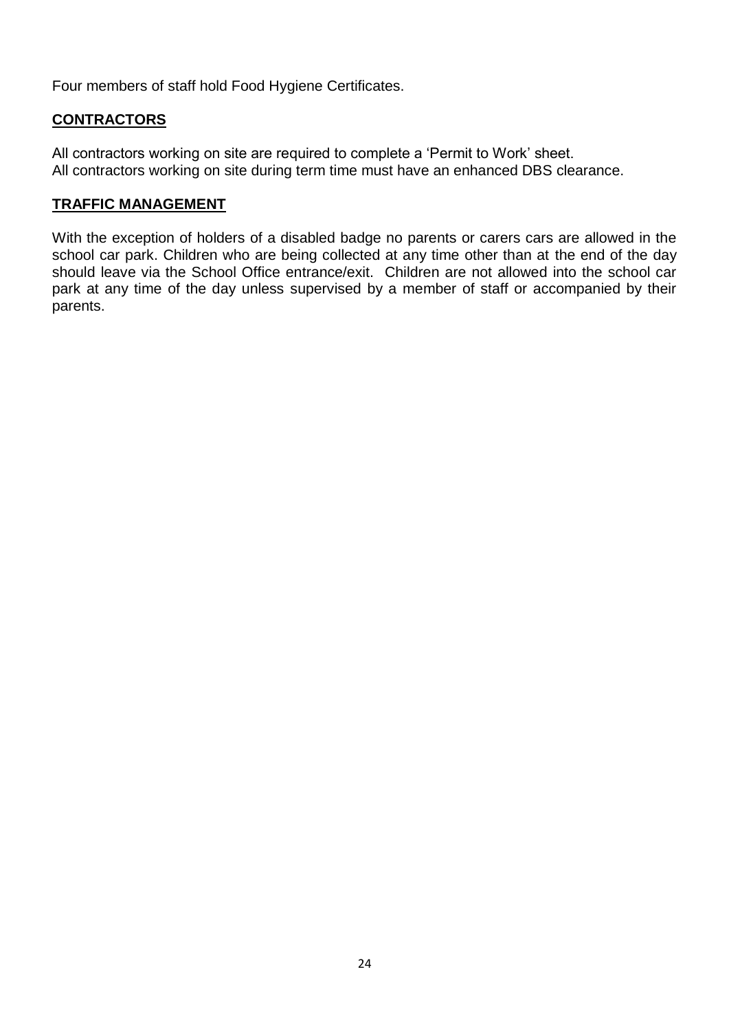Four members of staff hold Food Hygiene Certificates.

## **CONTRACTORS**

All contractors working on site are required to complete a 'Permit to Work' sheet.
All contractors working on site during term time must have an enhanced DBS clearance.

## **TRAFFIC MANAGEMENT**

With the exception of holders of a disabled badge no parents or carers cars are allowed in the school car park. Children who are being collected at any time other than at the end of the day should leave via the School Office entrance/exit. Children are not allowed into the school car park at any time of the day unless supervised by a member of staff or accompanied by their parents.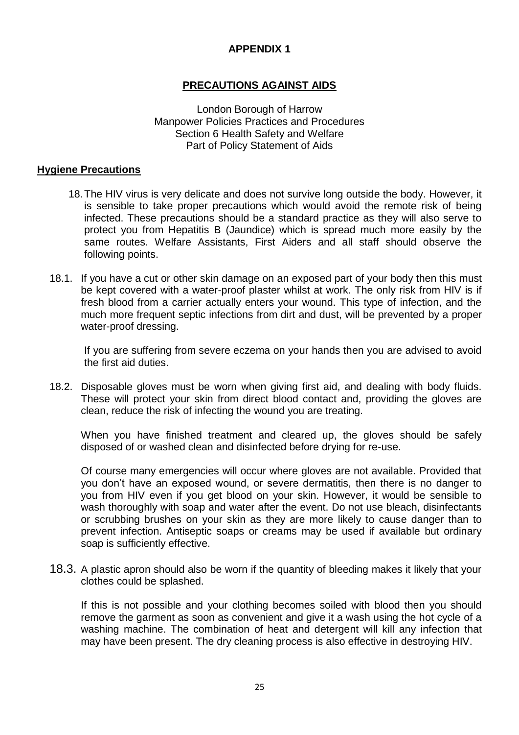# APPENDIX 1

## PRECAUTIONS AGAINST AIDS

London Borough of Harrow
Manpower Policies Practices and Procedures
Section 6 Health Safety and Welfare
Part of Policy Statement of Aids

### Hygiene Precautions

18. The HIV virus is very delicate and does not survive long outside the body. However, it is sensible to take proper precautions which would avoid the remote risk of being infected. These precautions should be a standard practice as they will also serve to protect you from Hepatitis B (Jaundice) which is spread much more easily by the same routes. Welfare Assistants, First Aiders and all staff should observe the following points.

18.1. If you have a cut or other skin damage on an exposed part of your body then this must be kept covered with a water-proof plaster whilst at work. The only risk from HIV is if fresh blood from a carrier actually enters your wound. This type of infection, and the much more frequent septic infections from dirt and dust, will be prevented by a proper water-proof dressing.

If you are suffering from severe eczema on your hands then you are advised to avoid the first aid duties.

18.2. Disposable gloves must be worn when giving first aid, and dealing with body fluids. These will protect your skin from direct blood contact and, providing the gloves are clean, reduce the risk of infecting the wound you are treating.

When you have finished treatment and cleared up, the gloves should be safely disposed of or washed clean and disinfected before drying for re-use.

Of course many emergencies will occur where gloves are not available. Provided that you don't have an exposed wound, or severe dermatitis, then there is no danger to you from HIV even if you get blood on your skin. However, it would be sensible to wash thoroughly with soap and water after the event. Do not use bleach, disinfectants or scrubbing brushes on your skin as they are more likely to cause danger than to prevent infection. Antiseptic soaps or creams may be used if available but ordinary soap is sufficiently effective.

18.3. A plastic apron should also be worn if the quantity of bleeding makes it likely that your clothes could be splashed.

If this is not possible and your clothing becomes soiled with blood then you should remove the garment as soon as convenient and give it a wash using the hot cycle of a washing machine. The combination of heat and detergent will kill any infection that may have been present. The dry cleaning process is also effective in destroying HIV.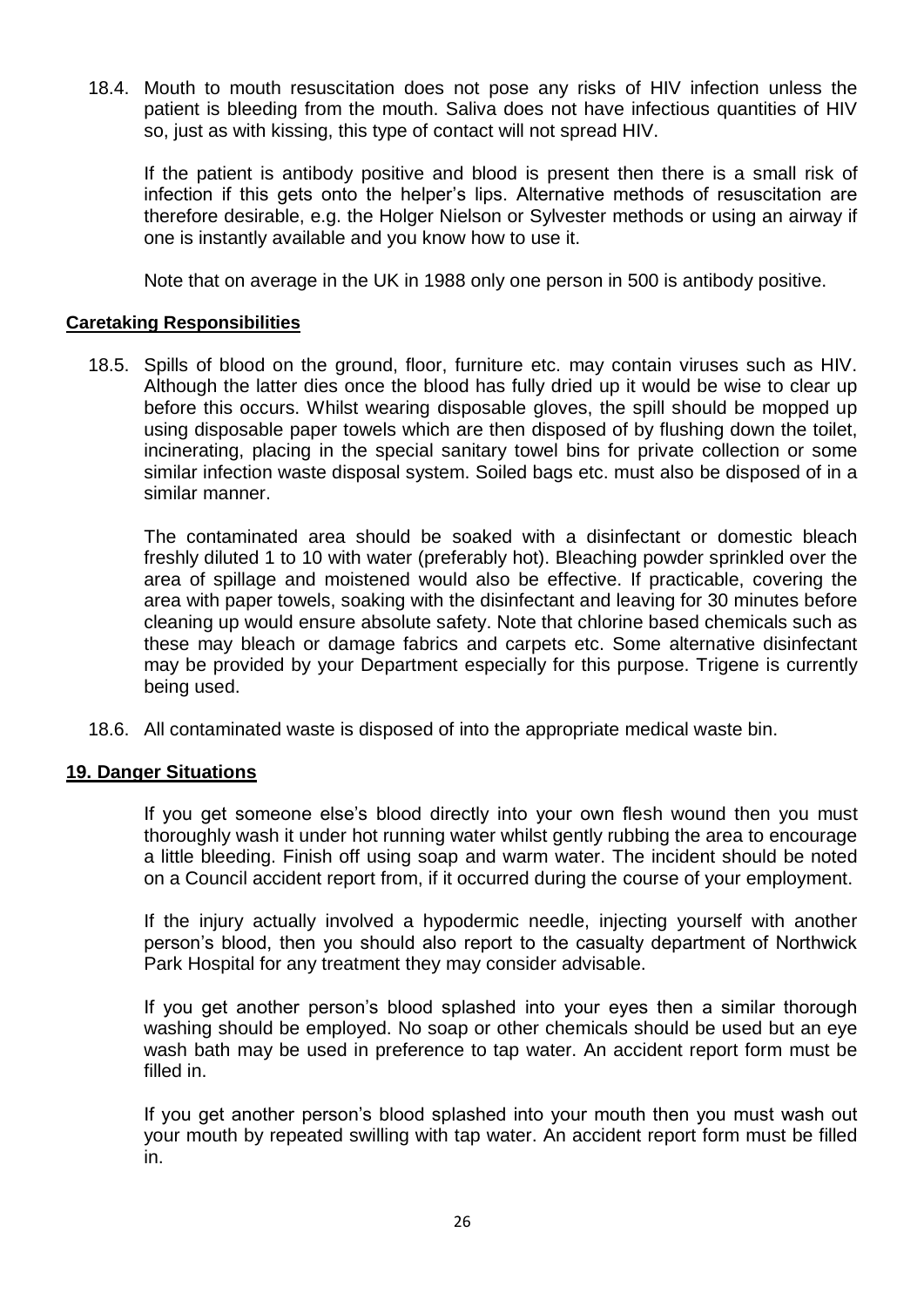18.4. Mouth to mouth resuscitation does not pose any risks of HIV infection unless the patient is bleeding from the mouth. Saliva does not have infectious quantities of HIV so, just as with kissing, this type of contact will not spread HIV.

If the patient is antibody positive and blood is present then there is a small risk of infection if this gets onto the helper's lips. Alternative methods of resuscitation are therefore desirable, e.g. the Holger Nielson or Sylvester methods or using an airway if one is instantly available and you know how to use it.

Note that on average in the UK in 1988 only one person in 500 is antibody positive.

**Caretaking Responsibilities**

18.5. Spills of blood on the ground, floor, furniture etc. may contain viruses such as HIV. Although the latter dies once the blood has fully dried up it would be wise to clear up before this occurs. Whilst wearing disposable gloves, the spill should be mopped up using disposable paper towels which are then disposed of by flushing down the toilet, incinerating, placing in the special sanitary towel bins for private collection or some similar infection waste disposal system. Soiled bags etc. must also be disposed of in a similar manner.

The contaminated area should be soaked with a disinfectant or domestic bleach freshly diluted 1 to 10 with water (preferably hot). Bleaching powder sprinkled over the area of spillage and moistened would also be effective. If practicable, covering the area with paper towels, soaking with the disinfectant and leaving for 30 minutes before cleaning up would ensure absolute safety. Note that chlorine based chemicals such as these may bleach or damage fabrics and carpets etc. Some alternative disinfectant may be provided by your Department especially for this purpose. Trigene is currently being used.

18.6. All contaminated waste is disposed of into the appropriate medical waste bin.

## 19. Danger Situations

If you get someone else's blood directly into your own flesh wound then you must thoroughly wash it under hot running water whilst gently rubbing the area to encourage a little bleeding. Finish off using soap and warm water. The incident should be noted on a Council accident report from, if it occurred during the course of your employment.

If the injury actually involved a hypodermic needle, injecting yourself with another person's blood, then you should also report to the casualty department of Northwick Park Hospital for any treatment they may consider advisable.

If you get another person's blood splashed into your eyes then a similar thorough washing should be employed. No soap or other chemicals should be used but an eye wash bath may be used in preference to tap water. An accident report form must be filled in.

If you get another person's blood splashed into your mouth then you must wash out your mouth by repeated swilling with tap water. An accident report form must be filled in.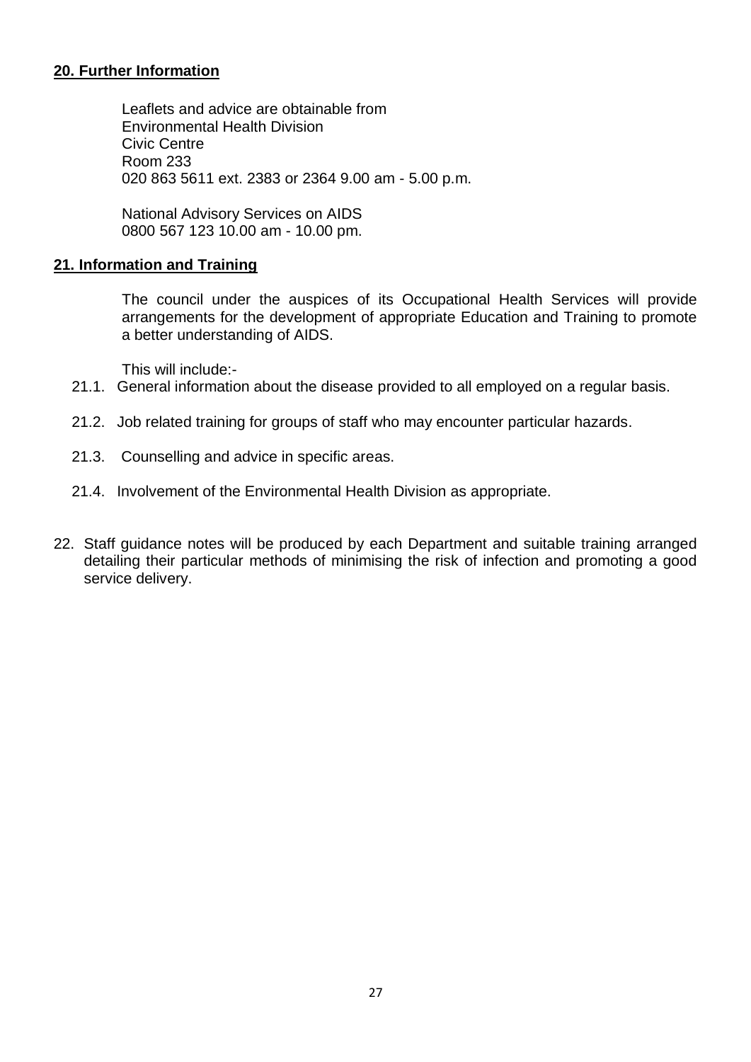## 20. Further Information

Leaflets and advice are obtainable from
Environmental Health Division
Civic Centre
Room 233
020 863 5611 ext. 2383 or 2364 9.00 am - 5.00 p.m.

National Advisory Services on AIDS
0800 567 123 10.00 am - 10.00 pm.

## 21. Information and Training

The council under the auspices of its Occupational Health Services will provide arrangements for the development of appropriate Education and Training to promote a better understanding of AIDS.

This will include:-

21.1. General information about the disease provided to all employed on a regular basis.

21.2. Job related training for groups of staff who may encounter particular hazards.

21.3. Counselling and advice in specific areas.

21.4. Involvement of the Environmental Health Division as appropriate.

22. Staff guidance notes will be produced by each Department and suitable training arranged detailing their particular methods of minimising the risk of infection and promoting a good service delivery.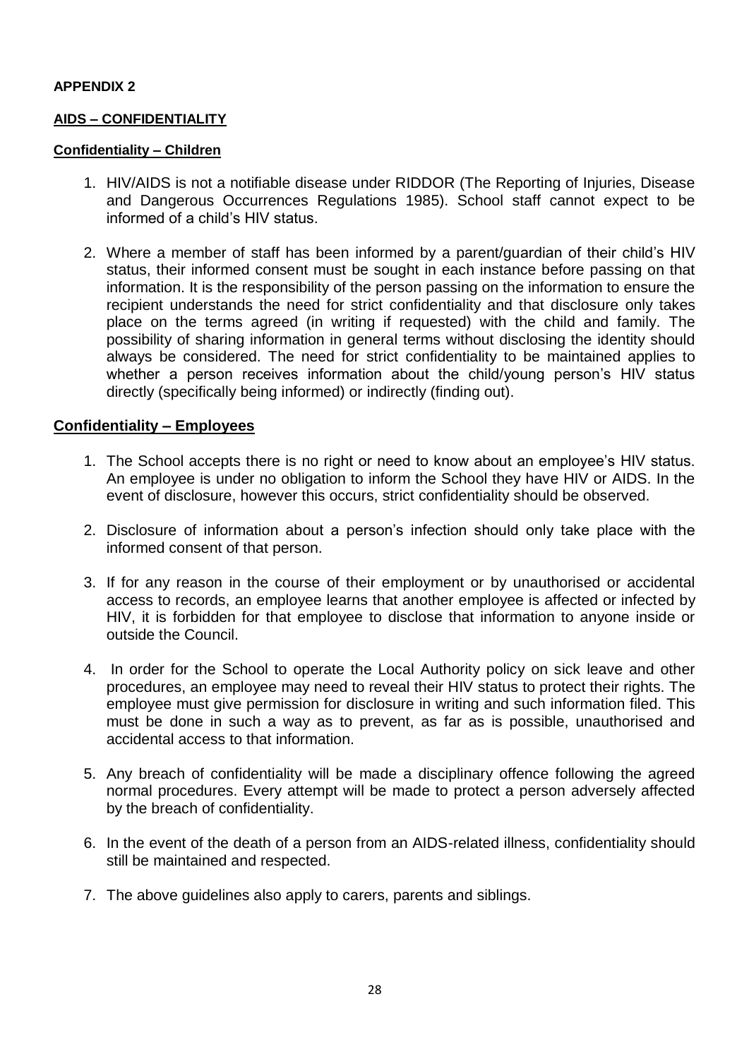**APPENDIX 2**

**AIDS – CONFIDENTIALITY**

**Confidentiality – Children**

1. HIV/AIDS is not a notifiable disease under RIDDOR (The Reporting of Injuries, Disease and Dangerous Occurrences Regulations 1985). School staff cannot expect to be informed of a child's HIV status.

2. Where a member of staff has been informed by a parent/guardian of their child's HIV status, their informed consent must be sought in each instance before passing on that information. It is the responsibility of the person passing on the information to ensure the recipient understands the need for strict confidentiality and that disclosure only takes place on the terms agreed (in writing if requested) with the child and family. The possibility of sharing information in general terms without disclosing the identity should always be considered. The need for strict confidentiality to be maintained applies to whether a person receives information about the child/young person's HIV status directly (specifically being informed) or indirectly (finding out).

## Confidentiality – Employees

1. The School accepts there is no right or need to know about an employee's HIV status. An employee is under no obligation to inform the School they have HIV or AIDS. In the event of disclosure, however this occurs, strict confidentiality should be observed.

2. Disclosure of information about a person's infection should only take place with the informed consent of that person.

3. If for any reason in the course of their employment or by unauthorised or accidental access to records, an employee learns that another employee is affected or infected by HIV, it is forbidden for that employee to disclose that information to anyone inside or outside the Council.

4. In order for the School to operate the Local Authority policy on sick leave and other procedures, an employee may need to reveal their HIV status to protect their rights. The employee must give permission for disclosure in writing and such information filed. This must be done in such a way as to prevent, as far as is possible, unauthorised and accidental access to that information.

5. Any breach of confidentiality will be made a disciplinary offence following the agreed normal procedures. Every attempt will be made to protect a person adversely affected by the breach of confidentiality.

6. In the event of the death of a person from an AIDS-related illness, confidentiality should still be maintained and respected.

7. The above guidelines also apply to carers, parents and siblings.